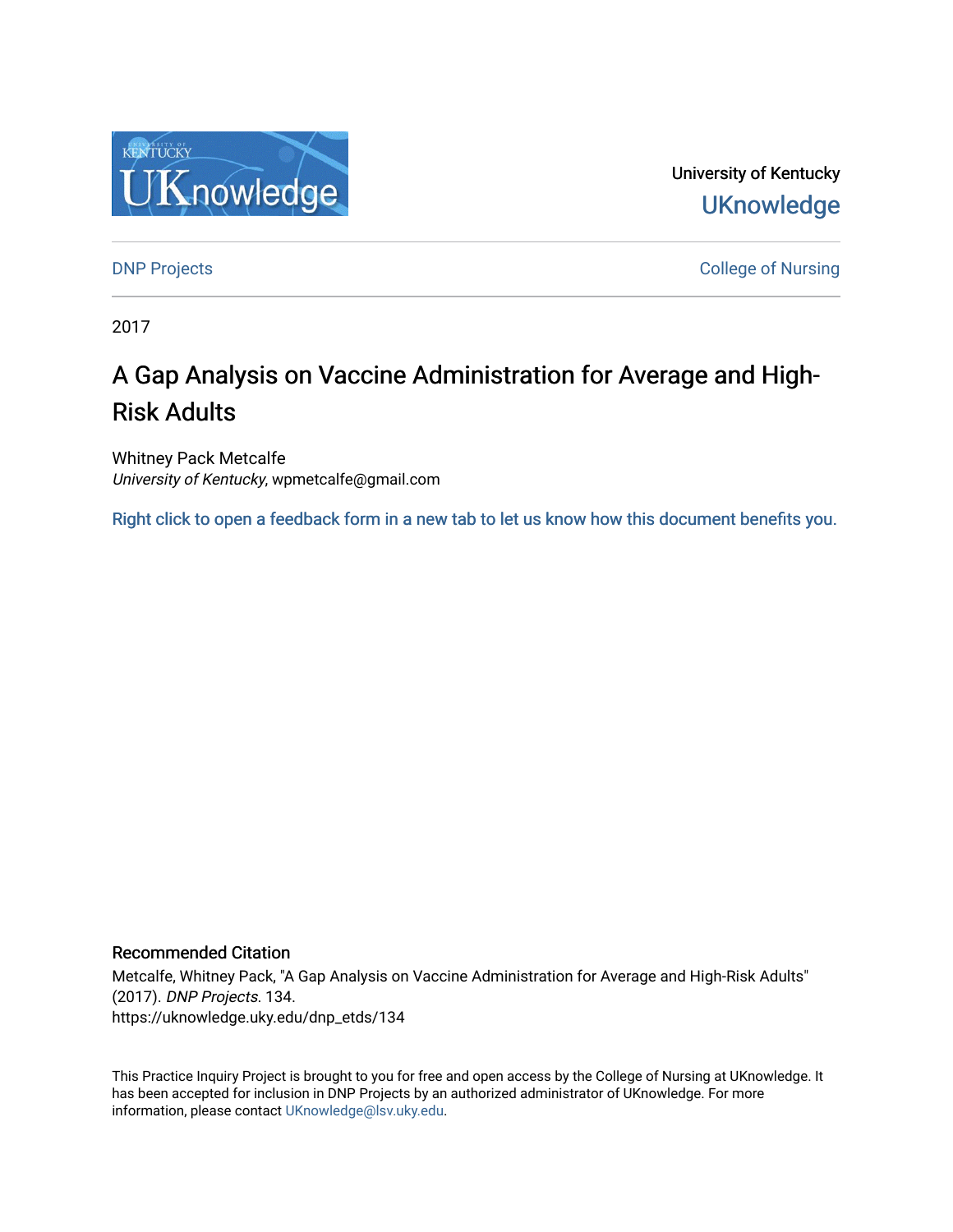University of Kentucky

UKnowledge

DNP Projects

College of Nursing

2017

# A Gap Analysis on Vaccine Administration for Average and High-Risk Adults

Whitney Pack Metcalfe
*University of Kentucky*, wpmetcalfe@gmail.com

Right click to open a feedback form in a new tab to let us know how this document benefits you.

## Recommended Citation

Metcalfe, Whitney Pack, "A Gap Analysis on Vaccine Administration for Average and High-Risk Adults" (2017). *DNP Projects*. 134.
https://uknowledge.uky.edu/dnp_etds/134

This Practice Inquiry Project is brought to you for free and open access by the College of Nursing at UKnowledge. It has been accepted for inclusion in DNP Projects by an authorized administrator of UKnowledge. For more information, please contact UKnowledge@lsv.uky.edu.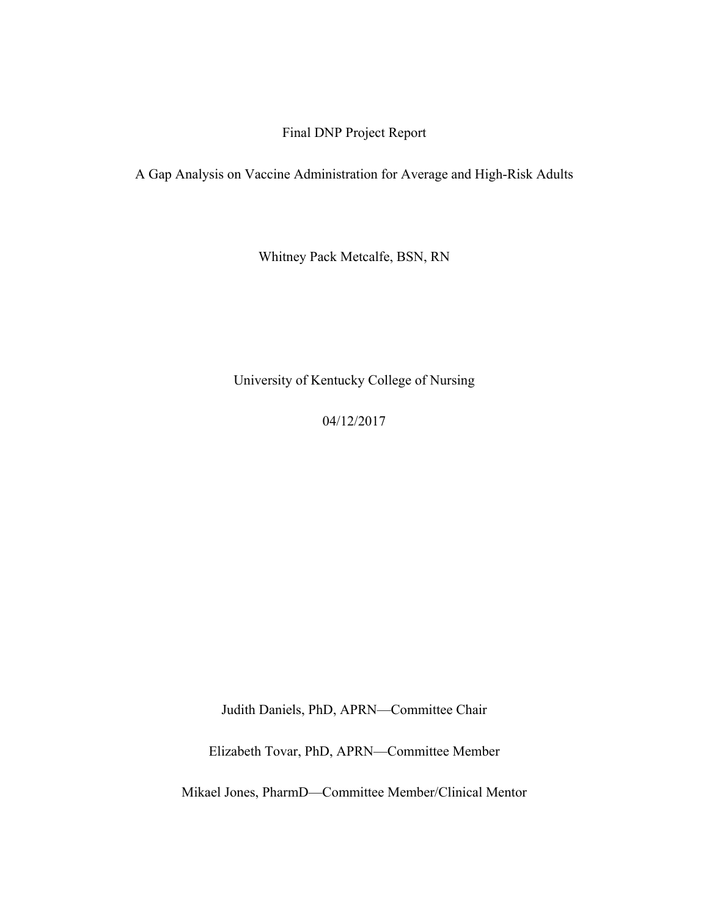Final DNP Project Report

A Gap Analysis on Vaccine Administration for Average and High-Risk Adults

Whitney Pack Metcalfe, BSN, RN

University of Kentucky College of Nursing

04/12/2017

Judith Daniels, PhD, APRN—Committee Chair

Elizabeth Tovar, PhD, APRN—Committee Member

Mikael Jones, PharmD—Committee Member/Clinical Mentor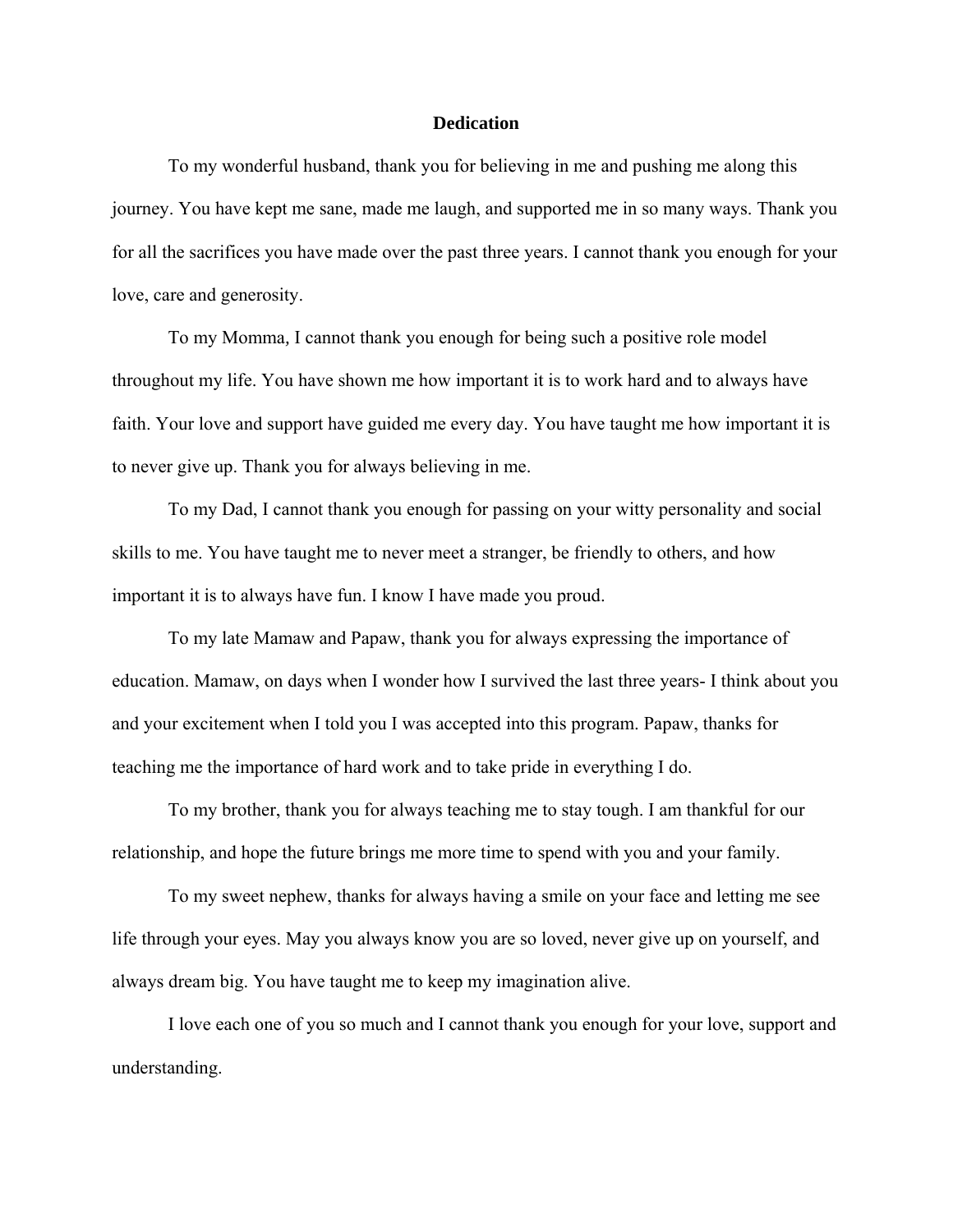# Dedication

To my wonderful husband, thank you for believing in me and pushing me along this journey. You have kept me sane, made me laugh, and supported me in so many ways. Thank you for all the sacrifices you have made over the past three years. I cannot thank you enough for your love, care and generosity.

To my Momma, I cannot thank you enough for being such a positive role model throughout my life. You have shown me how important it is to work hard and to always have faith. Your love and support have guided me every day. You have taught me how important it is to never give up. Thank you for always believing in me.

To my Dad, I cannot thank you enough for passing on your witty personality and social skills to me. You have taught me to never meet a stranger, be friendly to others, and how important it is to always have fun. I know I have made you proud.

To my late Mamaw and Papaw, thank you for always expressing the importance of education. Mamaw, on days when I wonder how I survived the last three years- I think about you and your excitement when I told you I was accepted into this program. Papaw, thanks for teaching me the importance of hard work and to take pride in everything I do.

To my brother, thank you for always teaching me to stay tough. I am thankful for our relationship, and hope the future brings me more time to spend with you and your family.

To my sweet nephew, thanks for always having a smile on your face and letting me see life through your eyes. May you always know you are so loved, never give up on yourself, and always dream big. You have taught me to keep my imagination alive.

I love each one of you so much and I cannot thank you enough for your love, support and understanding.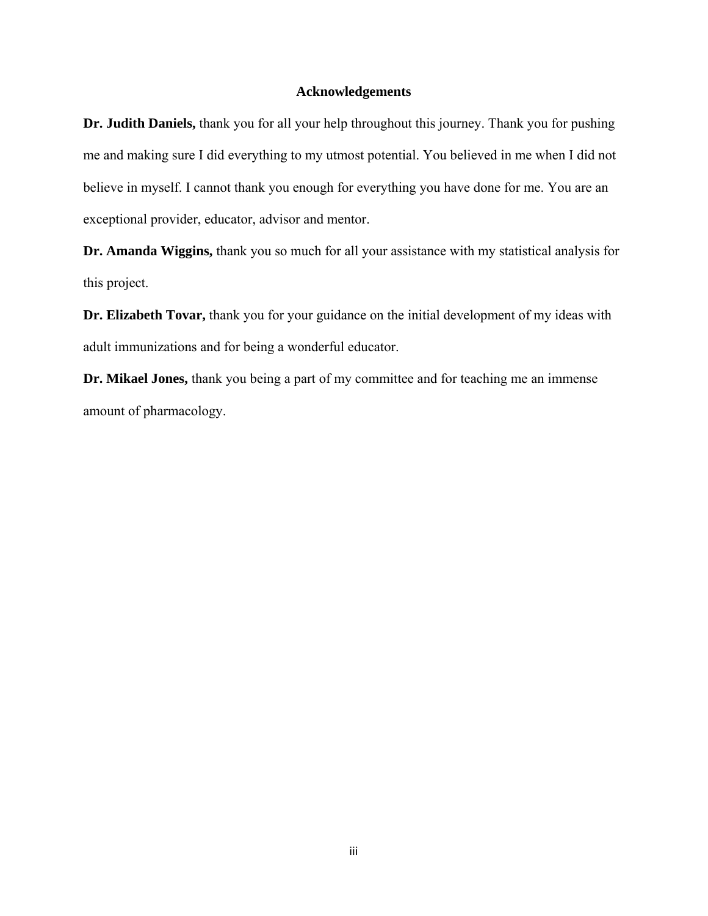# Acknowledgements

**Dr. Judith Daniels,** thank you for all your help throughout this journey. Thank you for pushing me and making sure I did everything to my utmost potential. You believed in me when I did not believe in myself. I cannot thank you enough for everything you have done for me. You are an exceptional provider, educator, advisor and mentor.

**Dr. Amanda Wiggins,** thank you so much for all your assistance with my statistical analysis for this project.

**Dr. Elizabeth Tovar,** thank you for your guidance on the initial development of my ideas with adult immunizations and for being a wonderful educator.

**Dr. Mikael Jones,** thank you being a part of my committee and for teaching me an immense amount of pharmacology.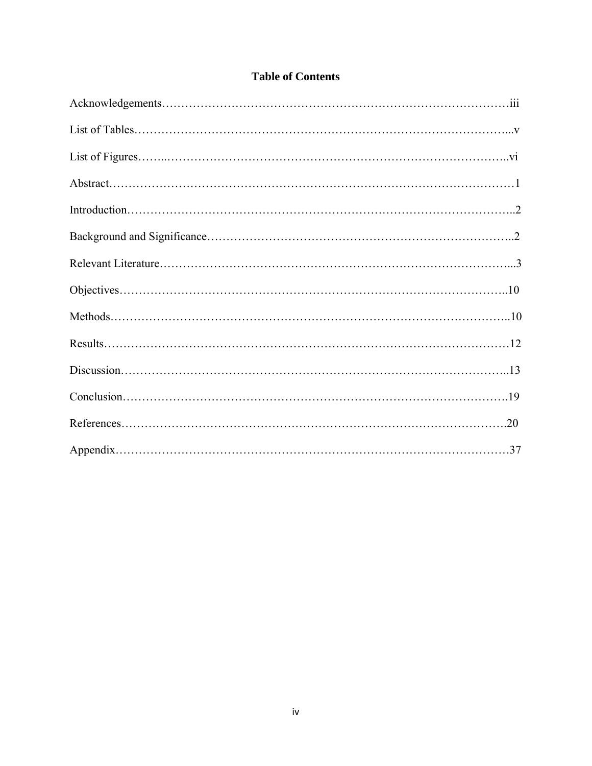# Table of Contents

Acknowledgements………………………………………………………………………………iii

List of Tables…………………………………………………………………………………...v

List of Figures……..……………………………………………………………………………..vi

Abstract…………………………………………………………………………………………1

Introduction……………………………………………………………………………………..2

Background and Significance…………………………………………………………………..2

Relevant Literature……………………………………………………………………………...3

Objectives……………………………………………………………………………………..10

Methods………………………………………………………………………………………..10

Results…………………………………………………………………………………………12

Discussion……………………………………………………………………………………..13

Conclusion…………………………………………………………………………………….19

References…………………………………………………………………………………….20

Appendix………………………………………………………………………………………37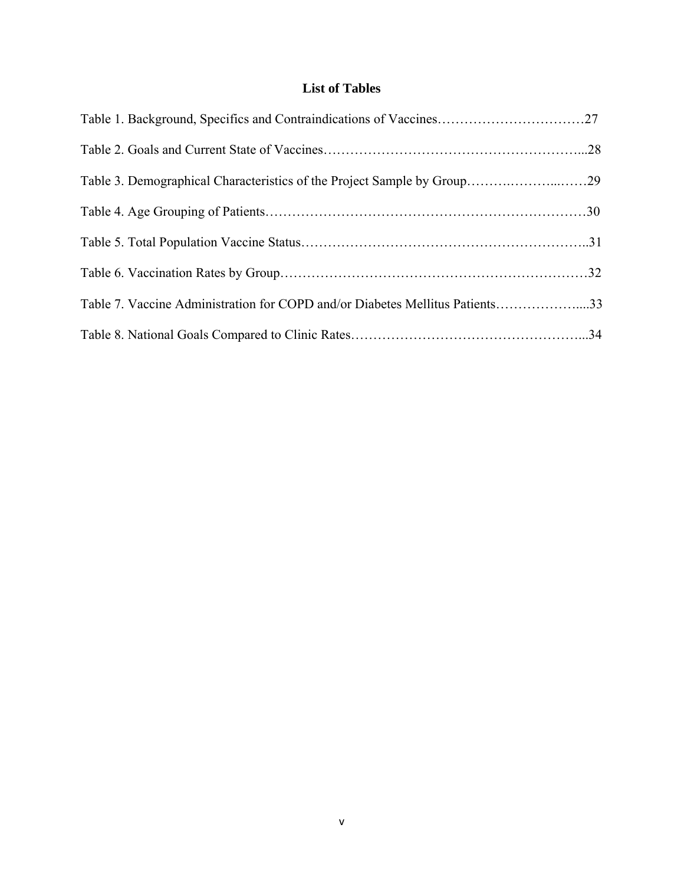# List of Tables

Table 1. Background, Specifics and Contraindications of Vaccines……………………………27

Table 2. Goals and Current State of Vaccines………………………………………………...28

Table 3. Demographical Characteristics of the Project Sample by Group……….………..……29

Table 4. Age Grouping of Patients………………………………………………………………30

Table 5. Total Population Vaccine Status………………………………………………………..31

Table 6. Vaccination Rates by Group……………………………………………………………32

Table 7. Vaccine Administration for COPD and/or Diabetes Mellitus Patients………………....33

Table 8. National Goals Compared to Clinic Rates……………………………………………...34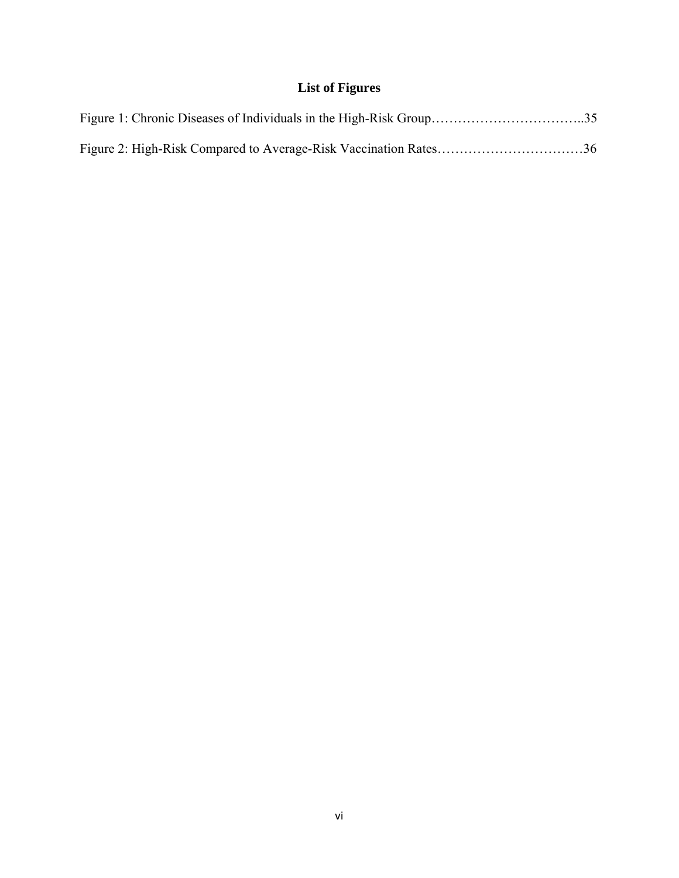## List of Figures

Figure 1: Chronic Diseases of Individuals in the High-Risk Group……………………………..35

Figure 2: High-Risk Compared to Average-Risk Vaccination Rates……………………………36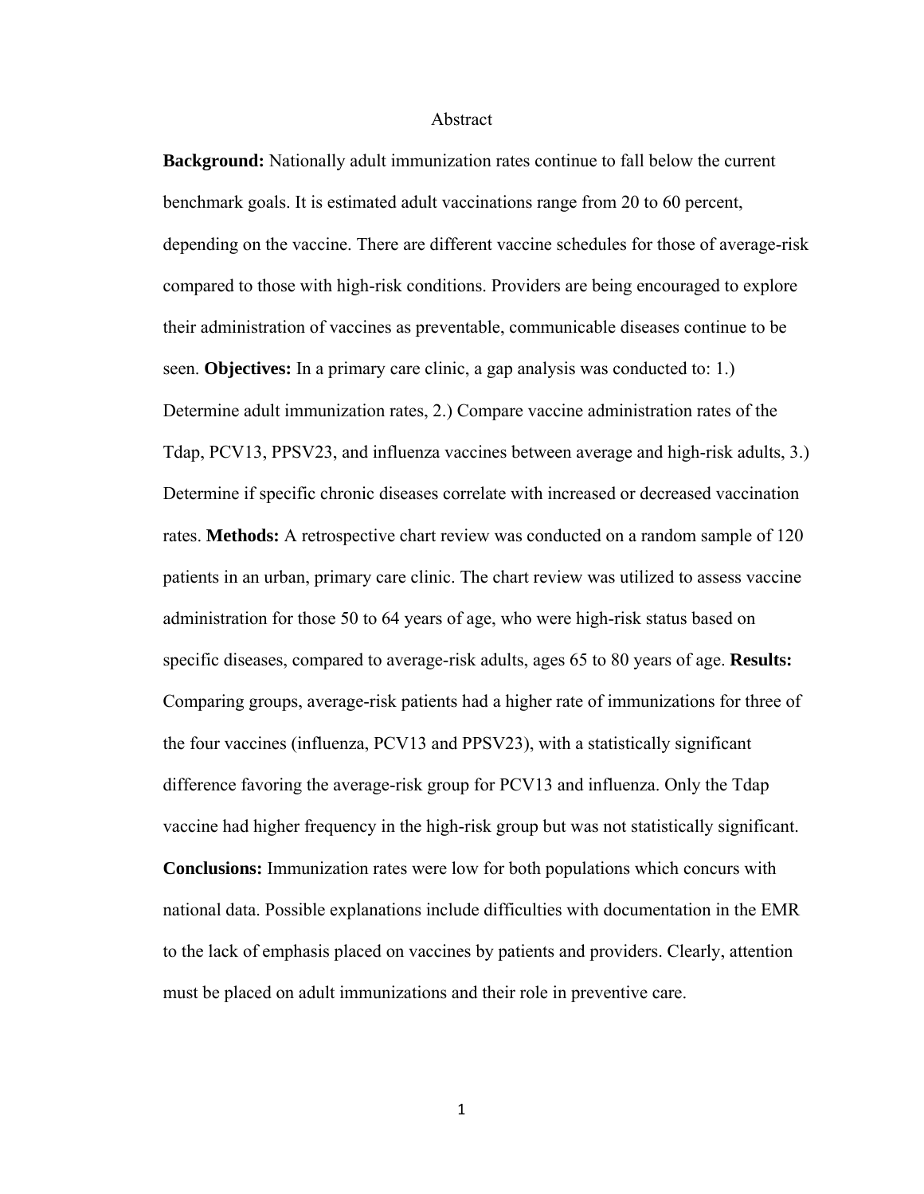# Abstract

**Background:** Nationally adult immunization rates continue to fall below the current benchmark goals. It is estimated adult vaccinations range from 20 to 60 percent, depending on the vaccine. There are different vaccine schedules for those of average-risk compared to those with high-risk conditions. Providers are being encouraged to explore their administration of vaccines as preventable, communicable diseases continue to be seen. **Objectives:** In a primary care clinic, a gap analysis was conducted to: 1.) Determine adult immunization rates, 2.) Compare vaccine administration rates of the Tdap, PCV13, PPSV23, and influenza vaccines between average and high-risk adults, 3.) Determine if specific chronic diseases correlate with increased or decreased vaccination rates. **Methods:** A retrospective chart review was conducted on a random sample of 120 patients in an urban, primary care clinic. The chart review was utilized to assess vaccine administration for those 50 to 64 years of age, who were high-risk status based on specific diseases, compared to average-risk adults, ages 65 to 80 years of age. **Results:** Comparing groups, average-risk patients had a higher rate of immunizations for three of the four vaccines (influenza, PCV13 and PPSV23), with a statistically significant difference favoring the average-risk group for PCV13 and influenza. Only the Tdap vaccine had higher frequency in the high-risk group but was not statistically significant. **Conclusions:** Immunization rates were low for both populations which concurs with national data. Possible explanations include difficulties with documentation in the EMR to the lack of emphasis placed on vaccines by patients and providers. Clearly, attention must be placed on adult immunizations and their role in preventive care.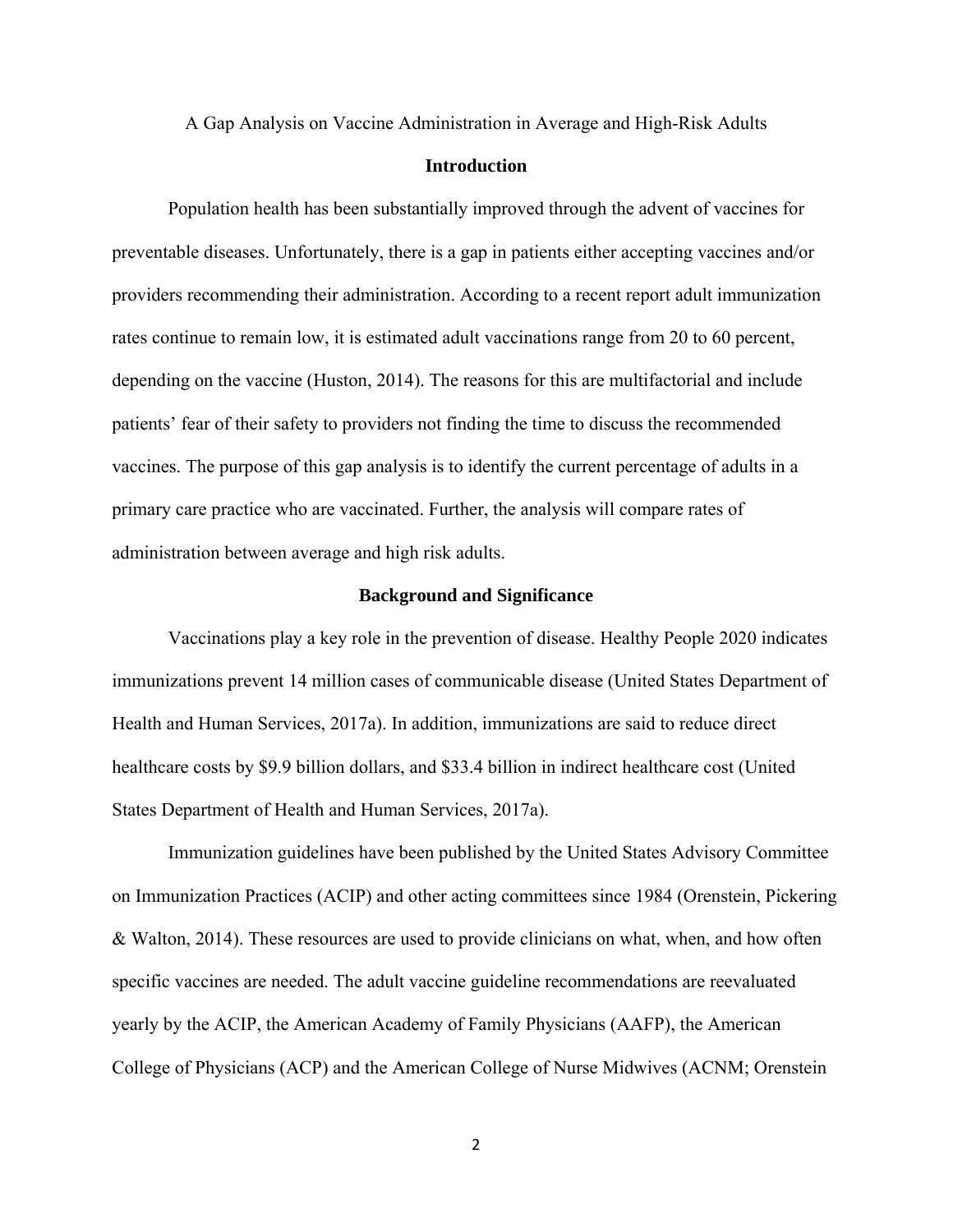A Gap Analysis on Vaccine Administration in Average and High-Risk Adults

## Introduction

Population health has been substantially improved through the advent of vaccines for preventable diseases. Unfortunately, there is a gap in patients either accepting vaccines and/or providers recommending their administration. According to a recent report adult immunization rates continue to remain low, it is estimated adult vaccinations range from 20 to 60 percent, depending on the vaccine (Huston, 2014). The reasons for this are multifactorial and include patients' fear of their safety to providers not finding the time to discuss the recommended vaccines. The purpose of this gap analysis is to identify the current percentage of adults in a primary care practice who are vaccinated. Further, the analysis will compare rates of administration between average and high risk adults.

## Background and Significance

Vaccinations play a key role in the prevention of disease. Healthy People 2020 indicates immunizations prevent 14 million cases of communicable disease (United States Department of Health and Human Services, 2017a). In addition, immunizations are said to reduce direct healthcare costs by $9.9 billion dollars, and $33.4 billion in indirect healthcare cost (United States Department of Health and Human Services, 2017a).

Immunization guidelines have been published by the United States Advisory Committee on Immunization Practices (ACIP) and other acting committees since 1984 (Orenstein, Pickering & Walton, 2014). These resources are used to provide clinicians on what, when, and how often specific vaccines are needed. The adult vaccine guideline recommendations are reevaluated yearly by the ACIP, the American Academy of Family Physicians (AAFP), the American College of Physicians (ACP) and the American College of Nurse Midwives (ACNM; Orenstein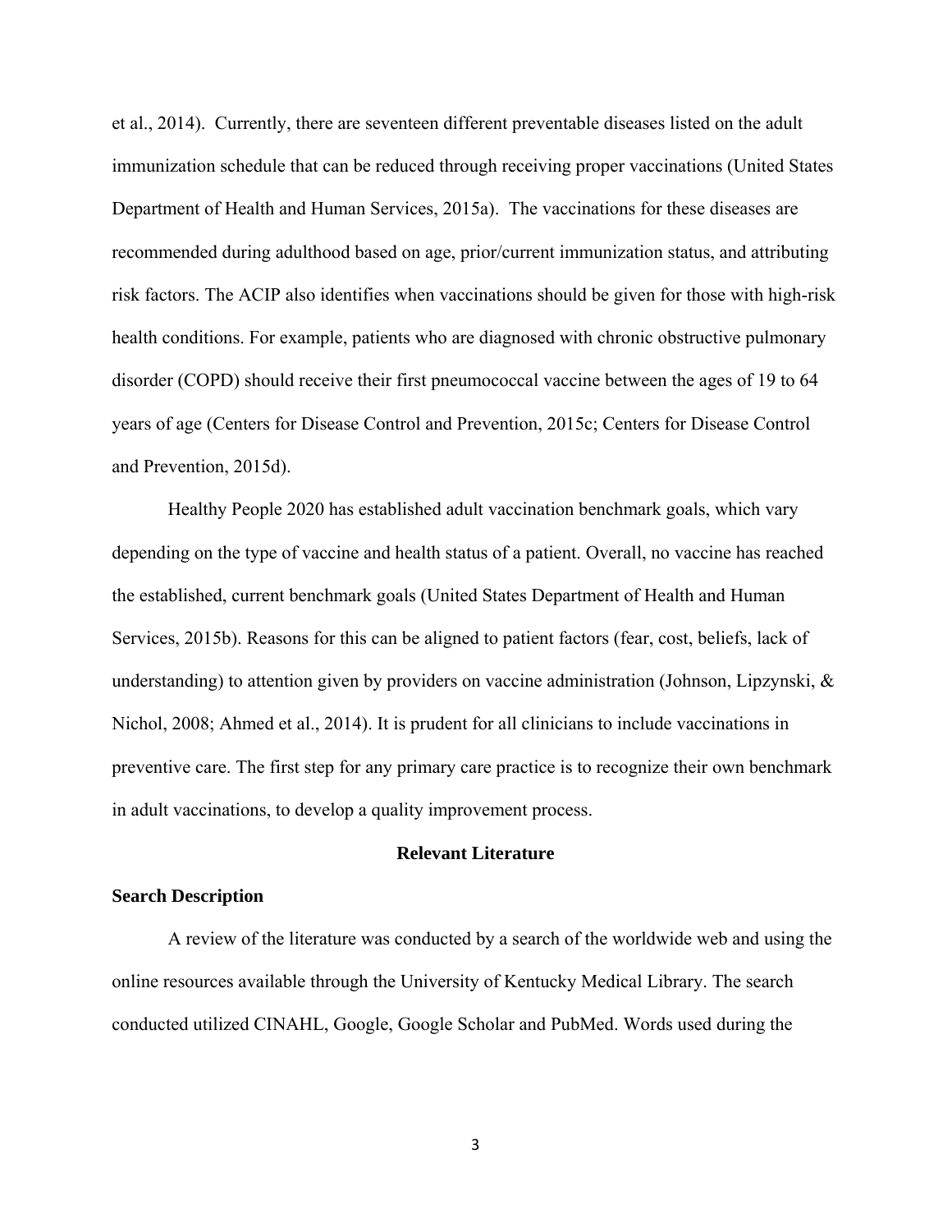et al., 2014). Currently, there are seventeen different preventable diseases listed on the adult immunization schedule that can be reduced through receiving proper vaccinations (United States Department of Health and Human Services, 2015a). The vaccinations for these diseases are recommended during adulthood based on age, prior/current immunization status, and attributing risk factors. The ACIP also identifies when vaccinations should be given for those with high-risk health conditions. For example, patients who are diagnosed with chronic obstructive pulmonary disorder (COPD) should receive their first pneumococcal vaccine between the ages of 19 to 64 years of age (Centers for Disease Control and Prevention, 2015c; Centers for Disease Control and Prevention, 2015d).

Healthy People 2020 has established adult vaccination benchmark goals, which vary depending on the type of vaccine and health status of a patient. Overall, no vaccine has reached the established, current benchmark goals (United States Department of Health and Human Services, 2015b). Reasons for this can be aligned to patient factors (fear, cost, beliefs, lack of understanding) to attention given by providers on vaccine administration (Johnson, Lipzynski, & Nichol, 2008; Ahmed et al., 2014). It is prudent for all clinicians to include vaccinations in preventive care. The first step for any primary care practice is to recognize their own benchmark in adult vaccinations, to develop a quality improvement process.

## Relevant Literature

### Search Description

A review of the literature was conducted by a search of the worldwide web and using the online resources available through the University of Kentucky Medical Library. The search conducted utilized CINAHL, Google, Google Scholar and PubMed. Words used during the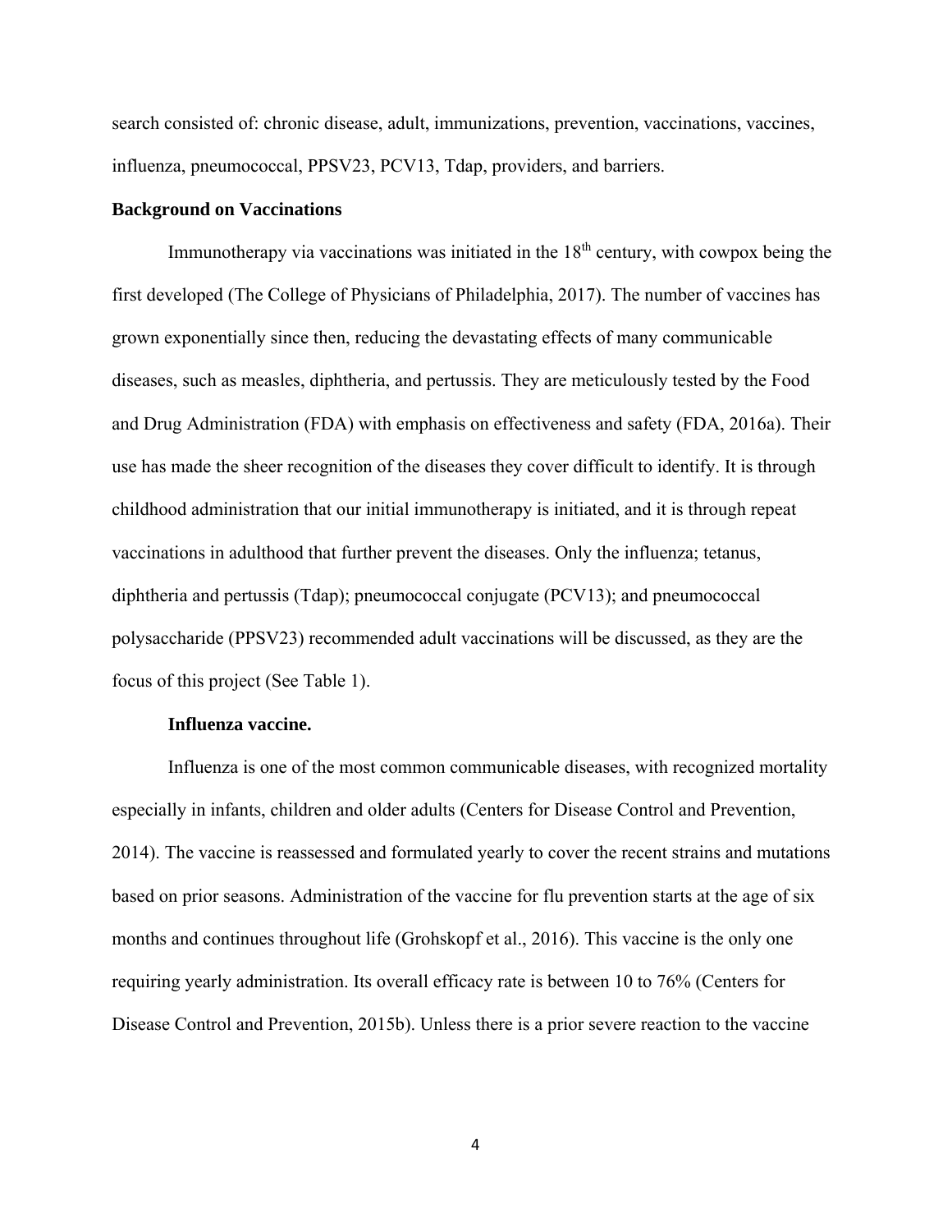search consisted of: chronic disease, adult, immunizations, prevention, vaccinations, vaccines, influenza, pneumococcal, PPSV23, PCV13, Tdap, providers, and barriers.

## Background on Vaccinations

Immunotherapy via vaccinations was initiated in the 18th century, with cowpox being the first developed (The College of Physicians of Philadelphia, 2017). The number of vaccines has grown exponentially since then, reducing the devastating effects of many communicable diseases, such as measles, diphtheria, and pertussis. They are meticulously tested by the Food and Drug Administration (FDA) with emphasis on effectiveness and safety (FDA, 2016a). Their use has made the sheer recognition of the diseases they cover difficult to identify. It is through childhood administration that our initial immunotherapy is initiated, and it is through repeat vaccinations in adulthood that further prevent the diseases. Only the influenza; tetanus, diphtheria and pertussis (Tdap); pneumococcal conjugate (PCV13); and pneumococcal polysaccharide (PPSV23) recommended adult vaccinations will be discussed, as they are the focus of this project (See Table 1).

### Influenza vaccine.

Influenza is one of the most common communicable diseases, with recognized mortality especially in infants, children and older adults (Centers for Disease Control and Prevention, 2014). The vaccine is reassessed and formulated yearly to cover the recent strains and mutations based on prior seasons. Administration of the vaccine for flu prevention starts at the age of six months and continues throughout life (Grohskopf et al., 2016). This vaccine is the only one requiring yearly administration. Its overall efficacy rate is between 10 to 76% (Centers for Disease Control and Prevention, 2015b). Unless there is a prior severe reaction to the vaccine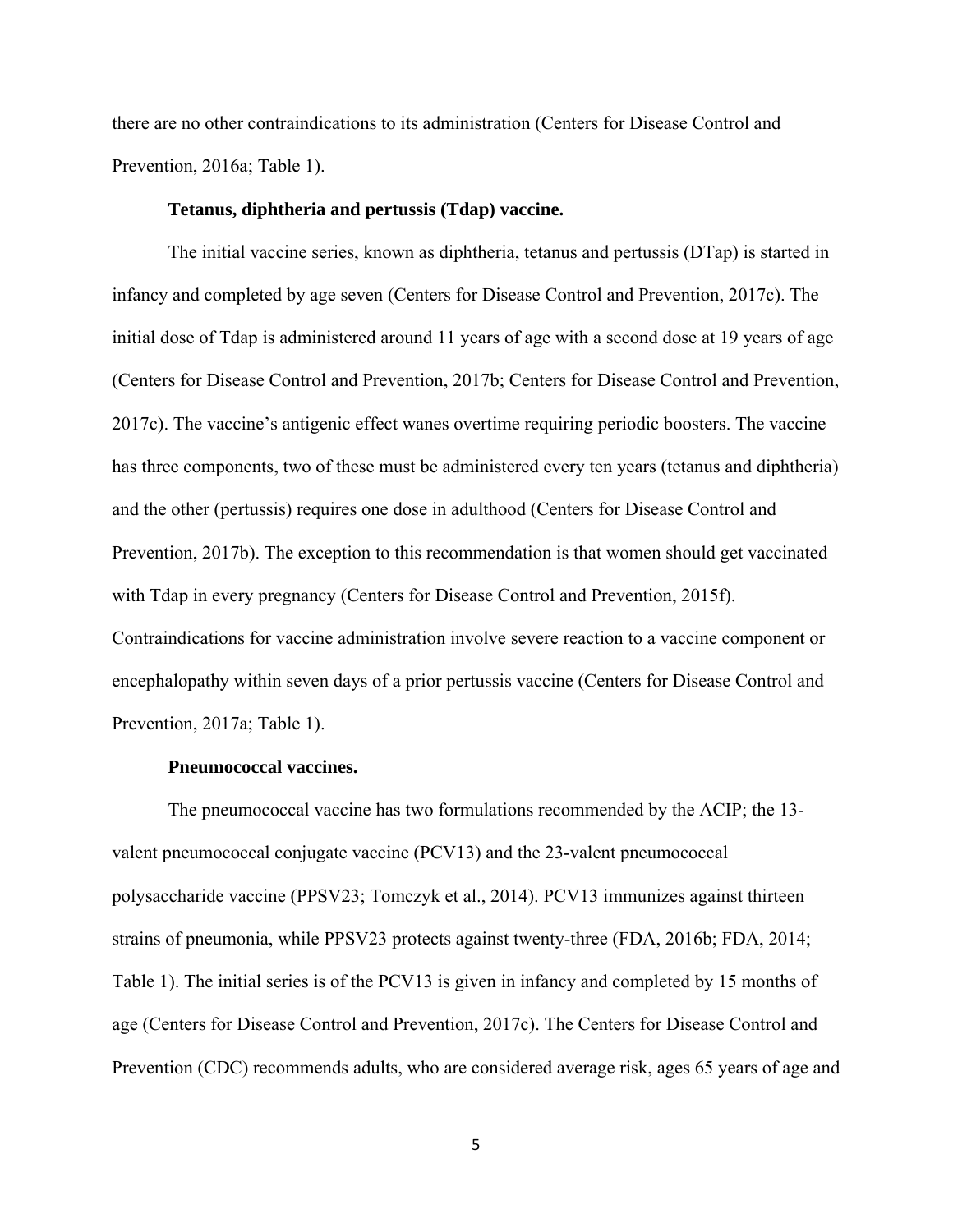there are no other contraindications to its administration (Centers for Disease Control and Prevention, 2016a; Table 1).

**Tetanus, diphtheria and pertussis (Tdap) vaccine.**

The initial vaccine series, known as diphtheria, tetanus and pertussis (DTap) is started in infancy and completed by age seven (Centers for Disease Control and Prevention, 2017c). The initial dose of Tdap is administered around 11 years of age with a second dose at 19 years of age (Centers for Disease Control and Prevention, 2017b; Centers for Disease Control and Prevention, 2017c). The vaccine's antigenic effect wanes overtime requiring periodic boosters. The vaccine has three components, two of these must be administered every ten years (tetanus and diphtheria) and the other (pertussis) requires one dose in adulthood (Centers for Disease Control and Prevention, 2017b). The exception to this recommendation is that women should get vaccinated with Tdap in every pregnancy (Centers for Disease Control and Prevention, 2015f). Contraindications for vaccine administration involve severe reaction to a vaccine component or encephalopathy within seven days of a prior pertussis vaccine (Centers for Disease Control and Prevention, 2017a; Table 1).

**Pneumococcal vaccines.**

The pneumococcal vaccine has two formulations recommended by the ACIP; the 13-valent pneumococcal conjugate vaccine (PCV13) and the 23-valent pneumococcal polysaccharide vaccine (PPSV23; Tomczyk et al., 2014). PCV13 immunizes against thirteen strains of pneumonia, while PPSV23 protects against twenty-three (FDA, 2016b; FDA, 2014; Table 1). The initial series is of the PCV13 is given in infancy and completed by 15 months of age (Centers for Disease Control and Prevention, 2017c). The Centers for Disease Control and Prevention (CDC) recommends adults, who are considered average risk, ages 65 years of age and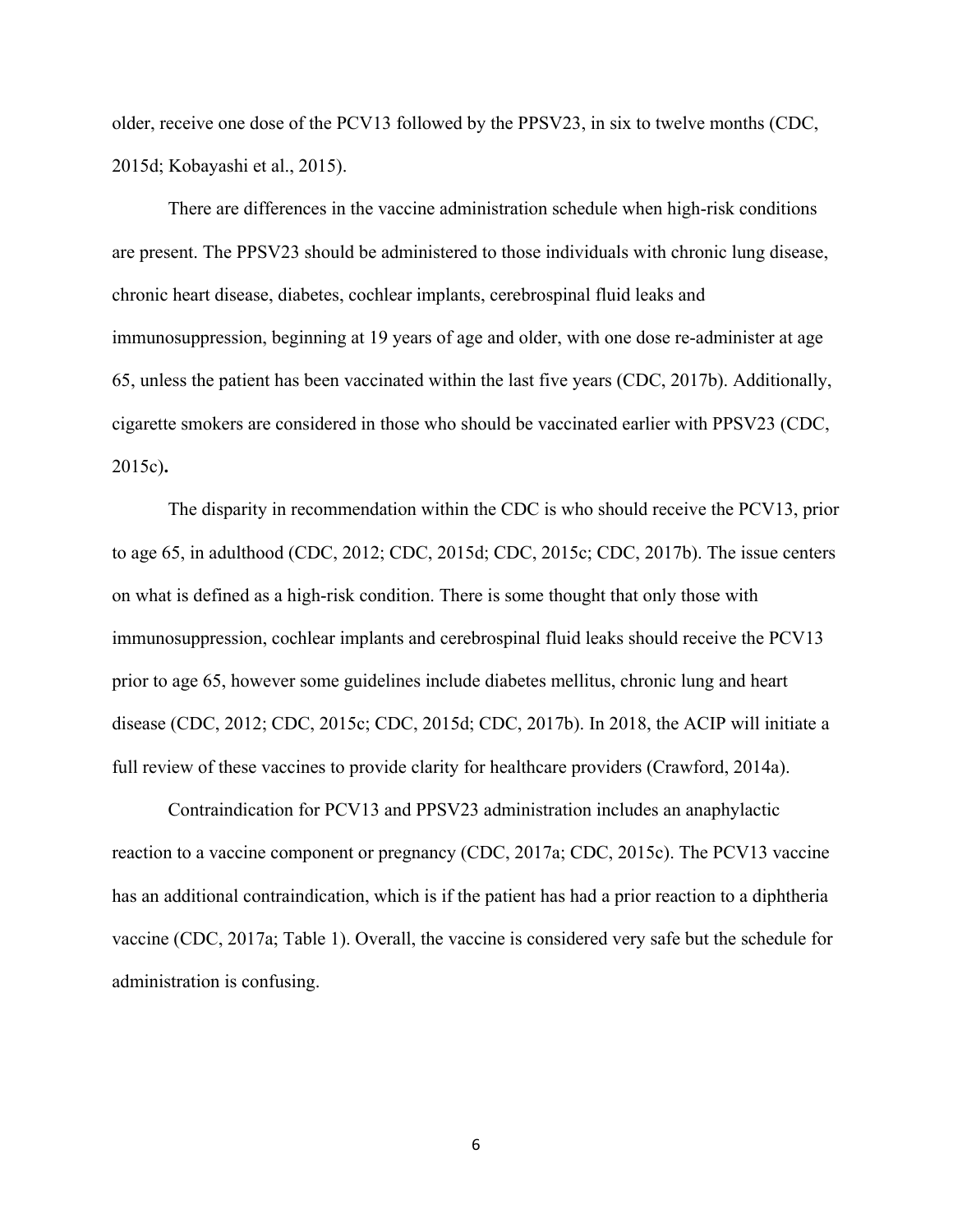older, receive one dose of the PCV13 followed by the PPSV23, in six to twelve months (CDC, 2015d; Kobayashi et al., 2015).

There are differences in the vaccine administration schedule when high-risk conditions are present. The PPSV23 should be administered to those individuals with chronic lung disease, chronic heart disease, diabetes, cochlear implants, cerebrospinal fluid leaks and immunosuppression, beginning at 19 years of age and older, with one dose re-administer at age 65, unless the patient has been vaccinated within the last five years (CDC, 2017b). Additionally, cigarette smokers are considered in those who should be vaccinated earlier with PPSV23 (CDC, 2015c).

The disparity in recommendation within the CDC is who should receive the PCV13, prior to age 65, in adulthood (CDC, 2012; CDC, 2015d; CDC, 2015c; CDC, 2017b). The issue centers on what is defined as a high-risk condition. There is some thought that only those with immunosuppression, cochlear implants and cerebrospinal fluid leaks should receive the PCV13 prior to age 65, however some guidelines include diabetes mellitus, chronic lung and heart disease (CDC, 2012; CDC, 2015c; CDC, 2015d; CDC, 2017b). In 2018, the ACIP will initiate a full review of these vaccines to provide clarity for healthcare providers (Crawford, 2014a).

Contraindication for PCV13 and PPSV23 administration includes an anaphylactic reaction to a vaccine component or pregnancy (CDC, 2017a; CDC, 2015c). The PCV13 vaccine has an additional contraindication, which is if the patient has had a prior reaction to a diphtheria vaccine (CDC, 2017a; Table 1). Overall, the vaccine is considered very safe but the schedule for administration is confusing.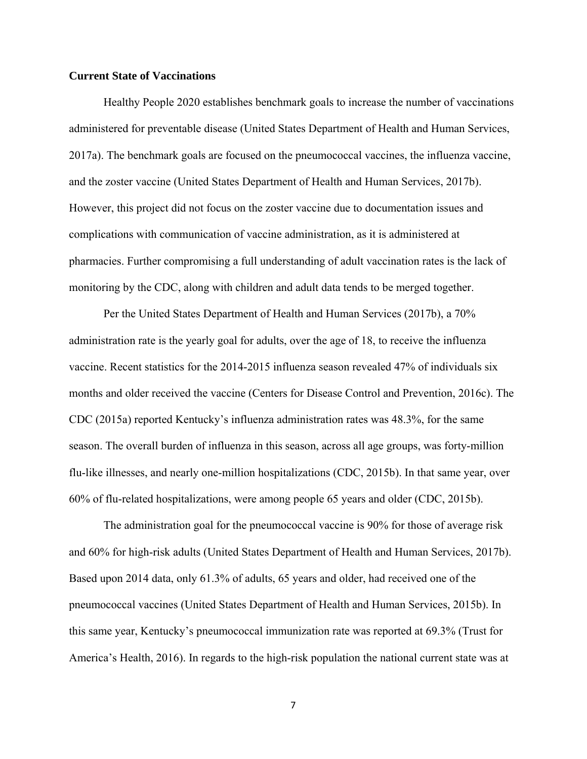**Current State of Vaccinations**

Healthy People 2020 establishes benchmark goals to increase the number of vaccinations administered for preventable disease (United States Department of Health and Human Services, 2017a). The benchmark goals are focused on the pneumococcal vaccines, the influenza vaccine, and the zoster vaccine (United States Department of Health and Human Services, 2017b). However, this project did not focus on the zoster vaccine due to documentation issues and complications with communication of vaccine administration, as it is administered at pharmacies. Further compromising a full understanding of adult vaccination rates is the lack of monitoring by the CDC, along with children and adult data tends to be merged together.

Per the United States Department of Health and Human Services (2017b), a 70% administration rate is the yearly goal for adults, over the age of 18, to receive the influenza vaccine. Recent statistics for the 2014-2015 influenza season revealed 47% of individuals six months and older received the vaccine (Centers for Disease Control and Prevention, 2016c). The CDC (2015a) reported Kentucky's influenza administration rates was 48.3%, for the same season. The overall burden of influenza in this season, across all age groups, was forty-million flu-like illnesses, and nearly one-million hospitalizations (CDC, 2015b). In that same year, over 60% of flu-related hospitalizations, were among people 65 years and older (CDC, 2015b).

The administration goal for the pneumococcal vaccine is 90% for those of average risk and 60% for high-risk adults (United States Department of Health and Human Services, 2017b). Based upon 2014 data, only 61.3% of adults, 65 years and older, had received one of the pneumococcal vaccines (United States Department of Health and Human Services, 2015b). In this same year, Kentucky's pneumococcal immunization rate was reported at 69.3% (Trust for America's Health, 2016). In regards to the high-risk population the national current state was at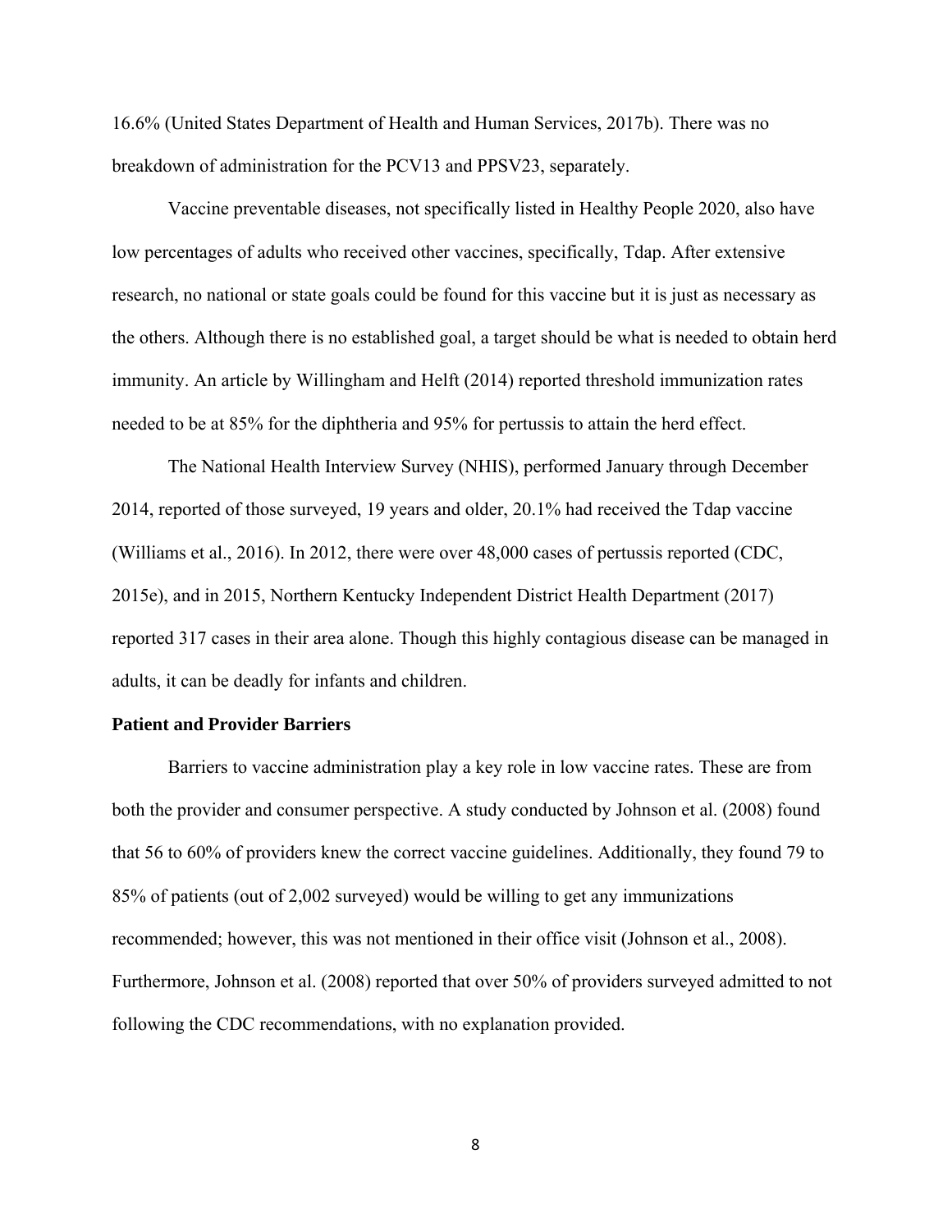16.6% (United States Department of Health and Human Services, 2017b). There was no breakdown of administration for the PCV13 and PPSV23, separately.

Vaccine preventable diseases, not specifically listed in Healthy People 2020, also have low percentages of adults who received other vaccines, specifically, Tdap. After extensive research, no national or state goals could be found for this vaccine but it is just as necessary as the others. Although there is no established goal, a target should be what is needed to obtain herd immunity. An article by Willingham and Helft (2014) reported threshold immunization rates needed to be at 85% for the diphtheria and 95% for pertussis to attain the herd effect.

The National Health Interview Survey (NHIS), performed January through December 2014, reported of those surveyed, 19 years and older, 20.1% had received the Tdap vaccine (Williams et al., 2016). In 2012, there were over 48,000 cases of pertussis reported (CDC, 2015e), and in 2015, Northern Kentucky Independent District Health Department (2017) reported 317 cases in their area alone. Though this highly contagious disease can be managed in adults, it can be deadly for infants and children.

**Patient and Provider Barriers**

Barriers to vaccine administration play a key role in low vaccine rates. These are from both the provider and consumer perspective. A study conducted by Johnson et al. (2008) found that 56 to 60% of providers knew the correct vaccine guidelines. Additionally, they found 79 to 85% of patients (out of 2,002 surveyed) would be willing to get any immunizations recommended; however, this was not mentioned in their office visit (Johnson et al., 2008). Furthermore, Johnson et al. (2008) reported that over 50% of providers surveyed admitted to not following the CDC recommendations, with no explanation provided.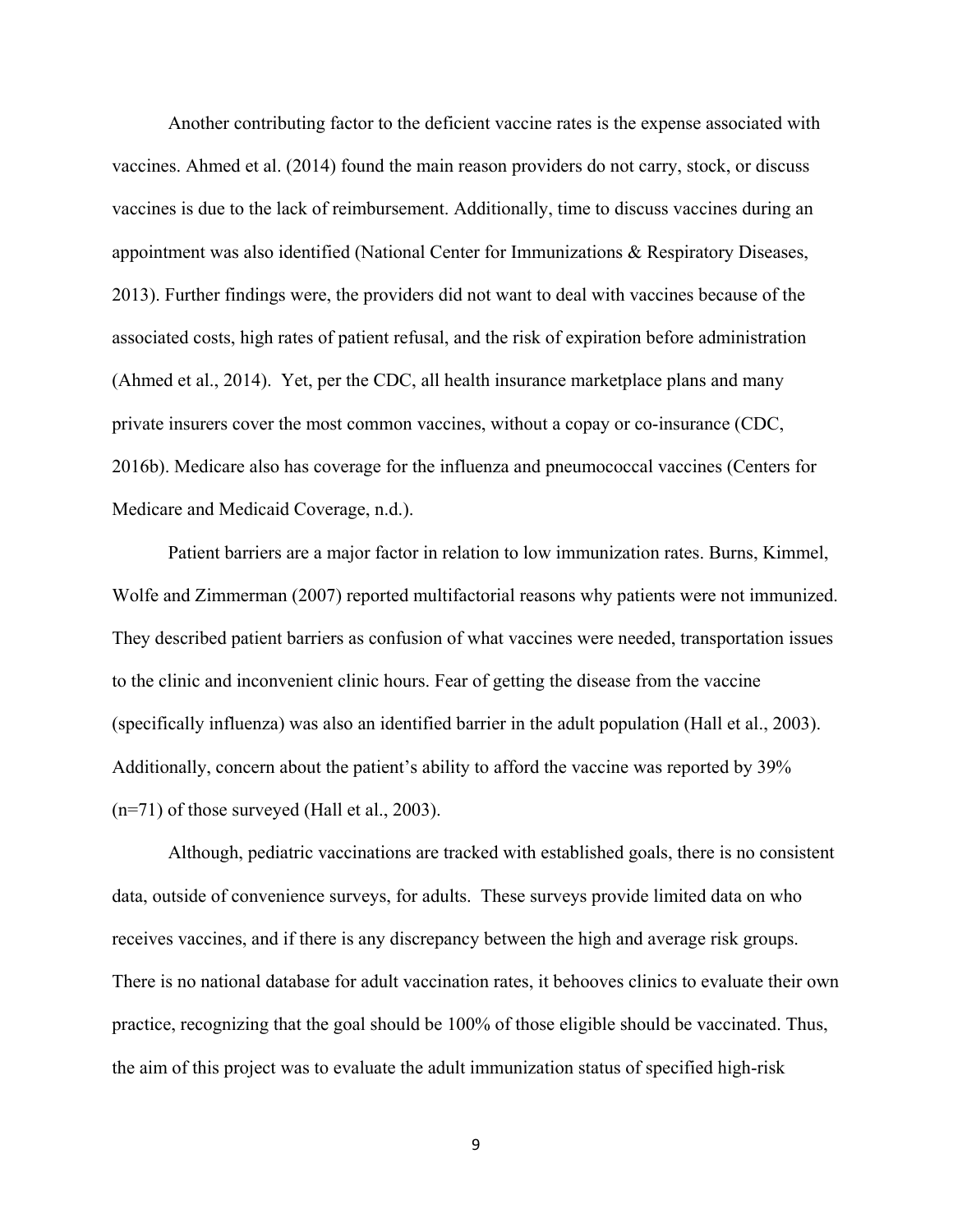Another contributing factor to the deficient vaccine rates is the expense associated with vaccines. Ahmed et al. (2014) found the main reason providers do not carry, stock, or discuss vaccines is due to the lack of reimbursement. Additionally, time to discuss vaccines during an appointment was also identified (National Center for Immunizations & Respiratory Diseases, 2013). Further findings were, the providers did not want to deal with vaccines because of the associated costs, high rates of patient refusal, and the risk of expiration before administration (Ahmed et al., 2014). Yet, per the CDC, all health insurance marketplace plans and many private insurers cover the most common vaccines, without a copay or co-insurance (CDC, 2016b). Medicare also has coverage for the influenza and pneumococcal vaccines (Centers for Medicare and Medicaid Coverage, n.d.).

Patient barriers are a major factor in relation to low immunization rates. Burns, Kimmel, Wolfe and Zimmerman (2007) reported multifactorial reasons why patients were not immunized. They described patient barriers as confusion of what vaccines were needed, transportation issues to the clinic and inconvenient clinic hours. Fear of getting the disease from the vaccine (specifically influenza) was also an identified barrier in the adult population (Hall et al., 2003). Additionally, concern about the patient's ability to afford the vaccine was reported by 39% (n=71) of those surveyed (Hall et al., 2003).

Although, pediatric vaccinations are tracked with established goals, there is no consistent data, outside of convenience surveys, for adults. These surveys provide limited data on who receives vaccines, and if there is any discrepancy between the high and average risk groups. There is no national database for adult vaccination rates, it behooves clinics to evaluate their own practice, recognizing that the goal should be 100% of those eligible should be vaccinated. Thus, the aim of this project was to evaluate the adult immunization status of specified high-risk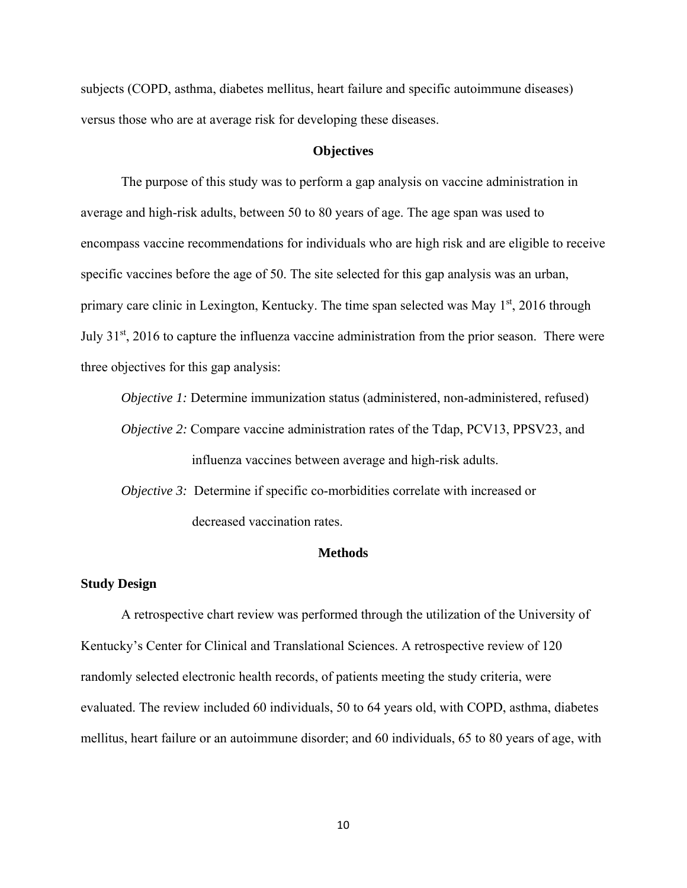subjects (COPD, asthma, diabetes mellitus, heart failure and specific autoimmune diseases) versus those who are at average risk for developing these diseases.

## Objectives

The purpose of this study was to perform a gap analysis on vaccine administration in average and high-risk adults, between 50 to 80 years of age. The age span was used to encompass vaccine recommendations for individuals who are high risk and are eligible to receive specific vaccines before the age of 50. The site selected for this gap analysis was an urban, primary care clinic in Lexington, Kentucky. The time span selected was May 1st, 2016 through July 31st, 2016 to capture the influenza vaccine administration from the prior season. There were three objectives for this gap analysis:

*Objective 1:* Determine immunization status (administered, non-administered, refused)

*Objective 2:* Compare vaccine administration rates of the Tdap, PCV13, PPSV23, and influenza vaccines between average and high-risk adults.

*Objective 3:* Determine if specific co-morbidities correlate with increased or decreased vaccination rates.

## Methods

### Study Design

A retrospective chart review was performed through the utilization of the University of Kentucky's Center for Clinical and Translational Sciences. A retrospective review of 120 randomly selected electronic health records, of patients meeting the study criteria, were evaluated. The review included 60 individuals, 50 to 64 years old, with COPD, asthma, diabetes mellitus, heart failure or an autoimmune disorder; and 60 individuals, 65 to 80 years of age, with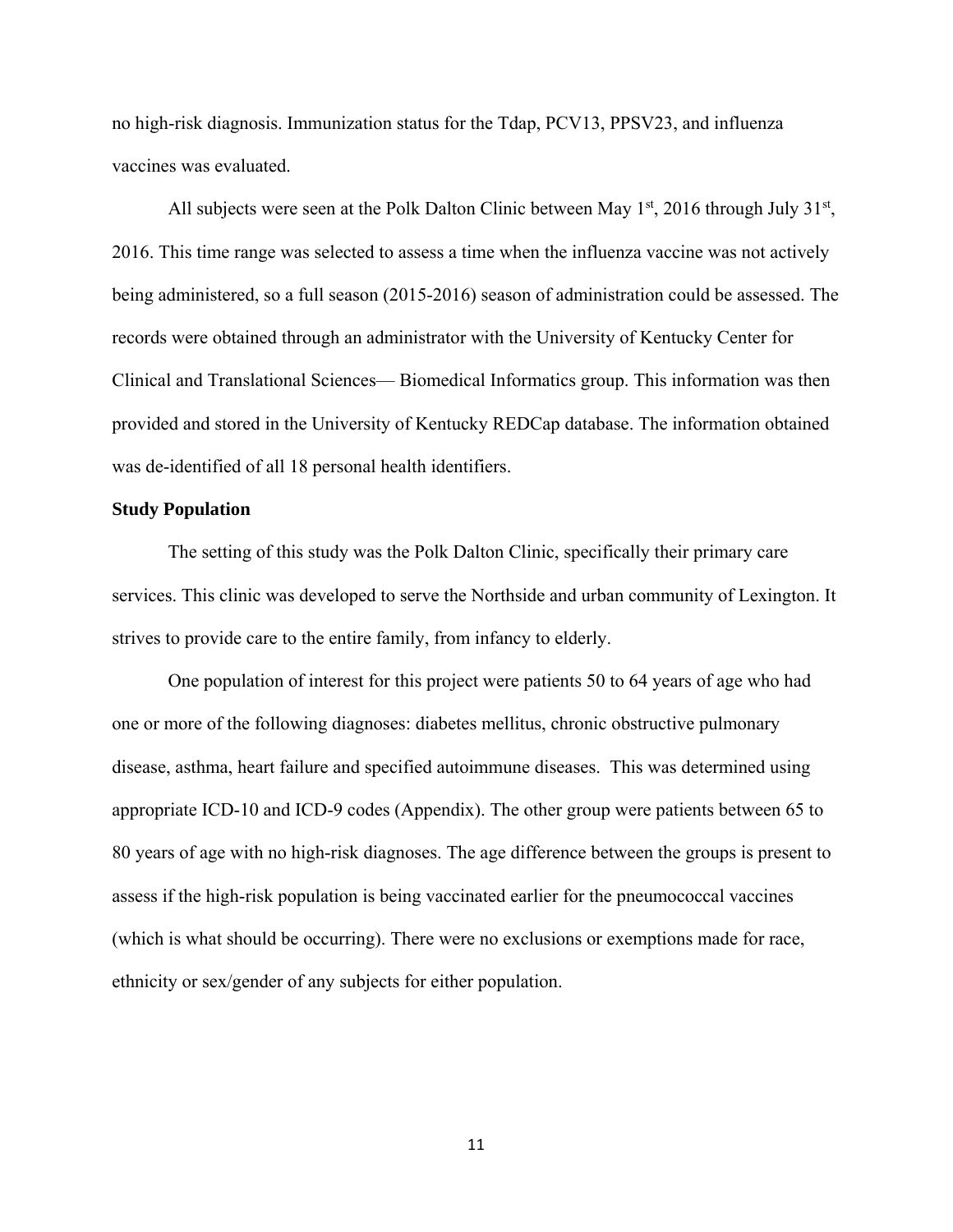no high-risk diagnosis. Immunization status for the Tdap, PCV13, PPSV23, and influenza vaccines was evaluated.

All subjects were seen at the Polk Dalton Clinic between May 1st, 2016 through July 31st, 2016. This time range was selected to assess a time when the influenza vaccine was not actively being administered, so a full season (2015-2016) season of administration could be assessed. The records were obtained through an administrator with the University of Kentucky Center for Clinical and Translational Sciences— Biomedical Informatics group. This information was then provided and stored in the University of Kentucky REDCap database. The information obtained was de-identified of all 18 personal health identifiers.

**Study Population**

The setting of this study was the Polk Dalton Clinic, specifically their primary care services. This clinic was developed to serve the Northside and urban community of Lexington. It strives to provide care to the entire family, from infancy to elderly.

One population of interest for this project were patients 50 to 64 years of age who had one or more of the following diagnoses: diabetes mellitus, chronic obstructive pulmonary disease, asthma, heart failure and specified autoimmune diseases. This was determined using appropriate ICD-10 and ICD-9 codes (Appendix). The other group were patients between 65 to 80 years of age with no high-risk diagnoses. The age difference between the groups is present to assess if the high-risk population is being vaccinated earlier for the pneumococcal vaccines (which is what should be occurring). There were no exclusions or exemptions made for race, ethnicity or sex/gender of any subjects for either population.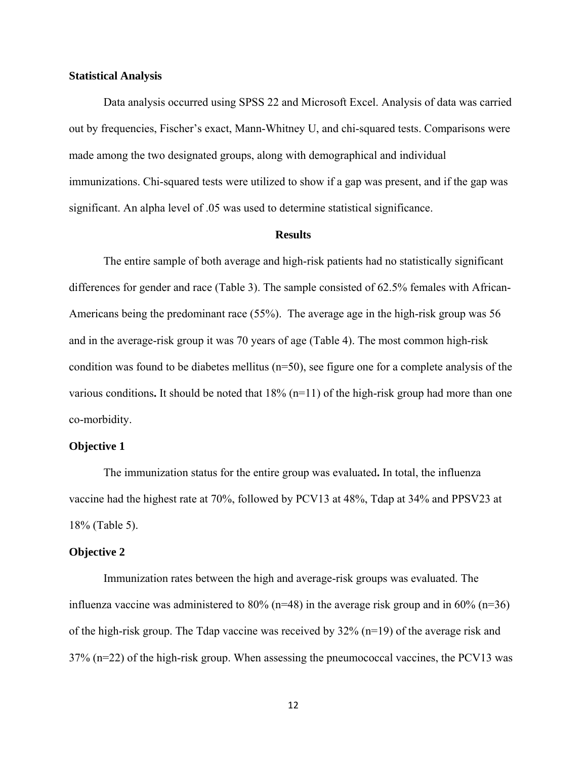**Statistical Analysis**

Data analysis occurred using SPSS 22 and Microsoft Excel. Analysis of data was carried out by frequencies, Fischer's exact, Mann-Whitney U, and chi-squared tests. Comparisons were made among the two designated groups, along with demographical and individual immunizations. Chi-squared tests were utilized to show if a gap was present, and if the gap was significant. An alpha level of .05 was used to determine statistical significance.

## Results

The entire sample of both average and high-risk patients had no statistically significant differences for gender and race (Table 3). The sample consisted of 62.5% females with African-Americans being the predominant race (55%). The average age in the high-risk group was 56 and in the average-risk group it was 70 years of age (Table 4). The most common high-risk condition was found to be diabetes mellitus (n=50), see figure one for a complete analysis of the various conditions**.** It should be noted that 18% (n=11) of the high-risk group had more than one co-morbidity.

**Objective 1**

The immunization status for the entire group was evaluated**.** In total, the influenza vaccine had the highest rate at 70%, followed by PCV13 at 48%, Tdap at 34% and PPSV23 at 18% (Table 5).

**Objective 2**

Immunization rates between the high and average-risk groups was evaluated. The influenza vaccine was administered to 80% (n=48) in the average risk group and in 60% (n=36) of the high-risk group. The Tdap vaccine was received by 32% (n=19) of the average risk and 37% (n=22) of the high-risk group. When assessing the pneumococcal vaccines, the PCV13 was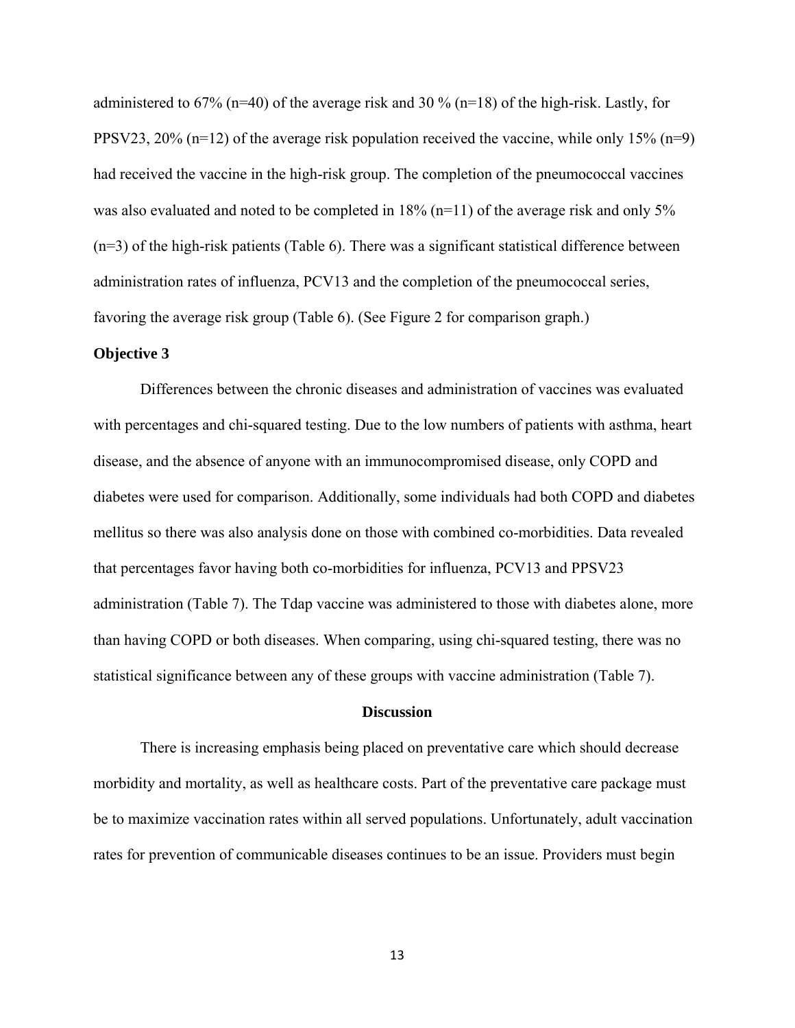administered to 67% (n=40) of the average risk and 30 % (n=18) of the high-risk. Lastly, for PPSV23, 20% (n=12) of the average risk population received the vaccine, while only 15% (n=9) had received the vaccine in the high-risk group. The completion of the pneumococcal vaccines was also evaluated and noted to be completed in 18% (n=11) of the average risk and only 5% (n=3) of the high-risk patients (Table 6). There was a significant statistical difference between administration rates of influenza, PCV13 and the completion of the pneumococcal series, favoring the average risk group (Table 6). (See Figure 2 for comparison graph.)

**Objective 3**

Differences between the chronic diseases and administration of vaccines was evaluated with percentages and chi-squared testing. Due to the low numbers of patients with asthma, heart disease, and the absence of anyone with an immunocompromised disease, only COPD and diabetes were used for comparison. Additionally, some individuals had both COPD and diabetes mellitus so there was also analysis done on those with combined co-morbidities. Data revealed that percentages favor having both co-morbidities for influenza, PCV13 and PPSV23 administration (Table 7). The Tdap vaccine was administered to those with diabetes alone, more than having COPD or both diseases. When comparing, using chi-squared testing, there was no statistical significance between any of these groups with vaccine administration (Table 7).

## Discussion

There is increasing emphasis being placed on preventative care which should decrease morbidity and mortality, as well as healthcare costs. Part of the preventative care package must be to maximize vaccination rates within all served populations. Unfortunately, adult vaccination rates for prevention of communicable diseases continues to be an issue. Providers must begin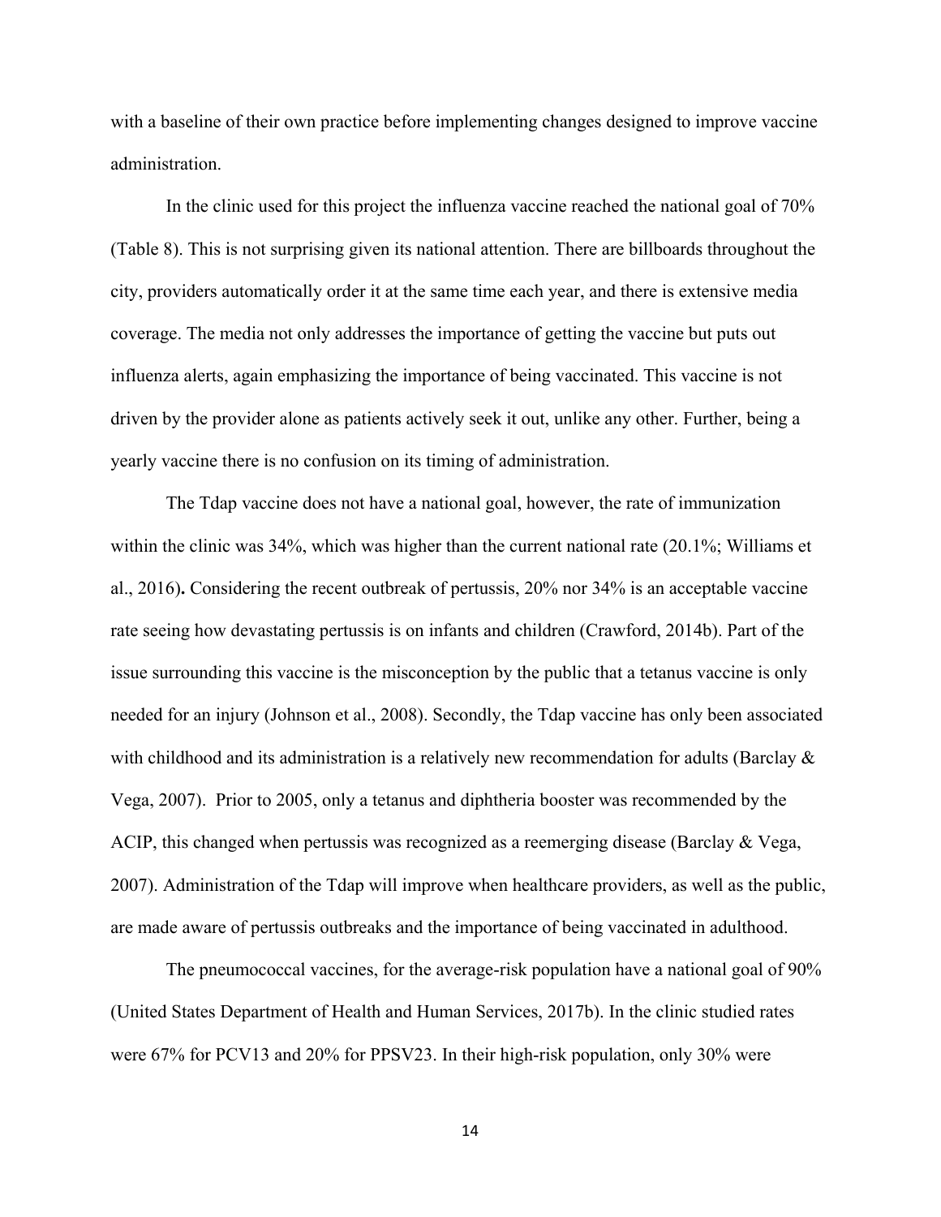with a baseline of their own practice before implementing changes designed to improve vaccine administration.

In the clinic used for this project the influenza vaccine reached the national goal of 70% (Table 8). This is not surprising given its national attention. There are billboards throughout the city, providers automatically order it at the same time each year, and there is extensive media coverage. The media not only addresses the importance of getting the vaccine but puts out influenza alerts, again emphasizing the importance of being vaccinated. This vaccine is not driven by the provider alone as patients actively seek it out, unlike any other. Further, being a yearly vaccine there is no confusion on its timing of administration.

The Tdap vaccine does not have a national goal, however, the rate of immunization within the clinic was 34%, which was higher than the current national rate (20.1%; Williams et al., 2016)**.** Considering the recent outbreak of pertussis, 20% nor 34% is an acceptable vaccine rate seeing how devastating pertussis is on infants and children (Crawford, 2014b). Part of the issue surrounding this vaccine is the misconception by the public that a tetanus vaccine is only needed for an injury (Johnson et al., 2008). Secondly, the Tdap vaccine has only been associated with childhood and its administration is a relatively new recommendation for adults (Barclay & Vega, 2007). Prior to 2005, only a tetanus and diphtheria booster was recommended by the ACIP, this changed when pertussis was recognized as a reemerging disease (Barclay & Vega, 2007). Administration of the Tdap will improve when healthcare providers, as well as the public, are made aware of pertussis outbreaks and the importance of being vaccinated in adulthood.

The pneumococcal vaccines, for the average-risk population have a national goal of 90% (United States Department of Health and Human Services, 2017b). In the clinic studied rates were 67% for PCV13 and 20% for PPSV23. In their high-risk population, only 30% were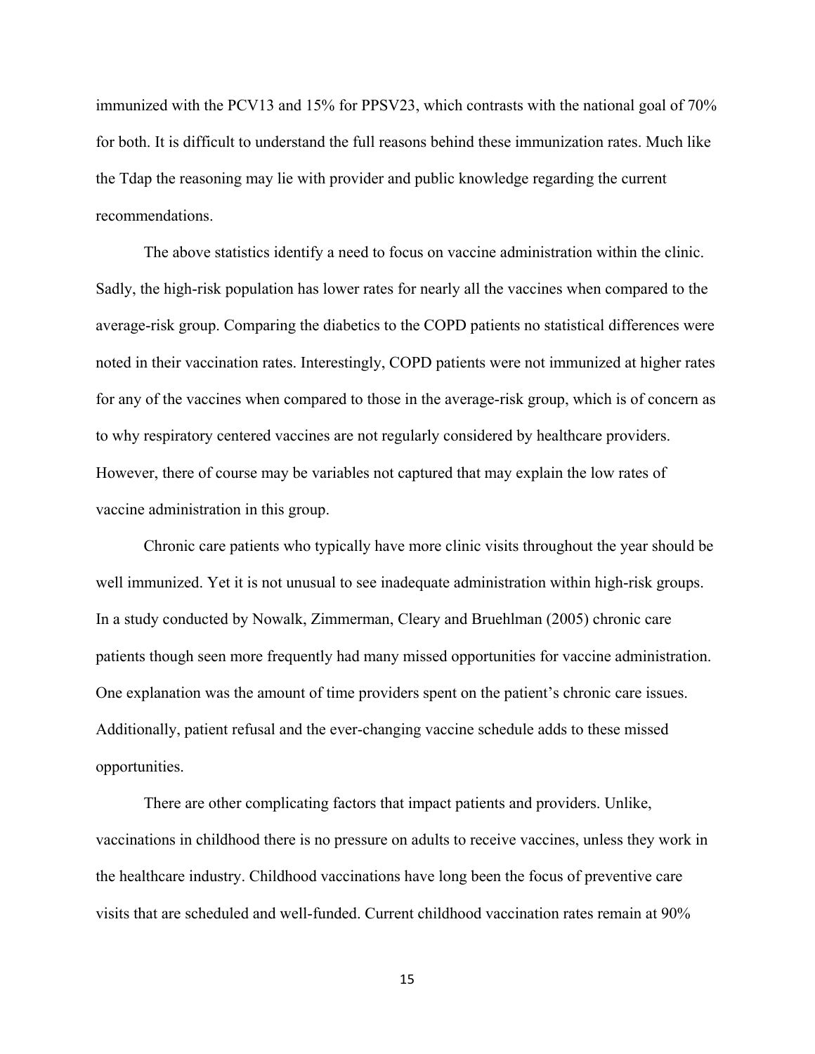immunized with the PCV13 and 15% for PPSV23, which contrasts with the national goal of 70% for both. It is difficult to understand the full reasons behind these immunization rates. Much like the Tdap the reasoning may lie with provider and public knowledge regarding the current recommendations.

The above statistics identify a need to focus on vaccine administration within the clinic. Sadly, the high-risk population has lower rates for nearly all the vaccines when compared to the average-risk group. Comparing the diabetics to the COPD patients no statistical differences were noted in their vaccination rates. Interestingly, COPD patients were not immunized at higher rates for any of the vaccines when compared to those in the average-risk group, which is of concern as to why respiratory centered vaccines are not regularly considered by healthcare providers. However, there of course may be variables not captured that may explain the low rates of vaccine administration in this group.

Chronic care patients who typically have more clinic visits throughout the year should be well immunized. Yet it is not unusual to see inadequate administration within high-risk groups. In a study conducted by Nowalk, Zimmerman, Cleary and Bruehlman (2005) chronic care patients though seen more frequently had many missed opportunities for vaccine administration. One explanation was the amount of time providers spent on the patient's chronic care issues. Additionally, patient refusal and the ever-changing vaccine schedule adds to these missed opportunities.

There are other complicating factors that impact patients and providers. Unlike, vaccinations in childhood there is no pressure on adults to receive vaccines, unless they work in the healthcare industry. Childhood vaccinations have long been the focus of preventive care visits that are scheduled and well-funded. Current childhood vaccination rates remain at 90%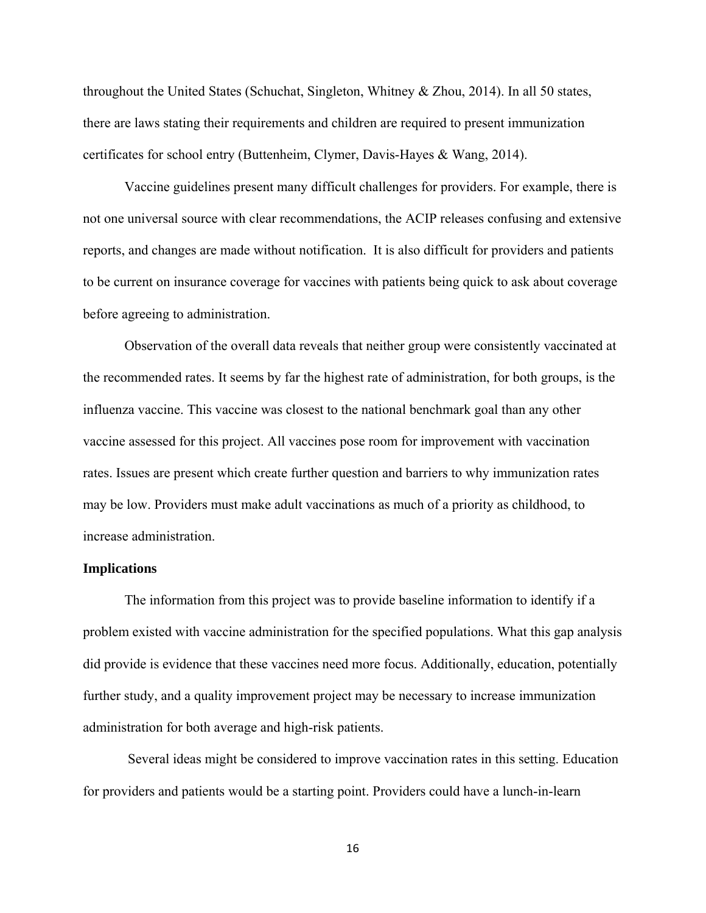throughout the United States (Schuchat, Singleton, Whitney & Zhou, 2014). In all 50 states, there are laws stating their requirements and children are required to present immunization certificates for school entry (Buttenheim, Clymer, Davis-Hayes & Wang, 2014).

Vaccine guidelines present many difficult challenges for providers. For example, there is not one universal source with clear recommendations, the ACIP releases confusing and extensive reports, and changes are made without notification. It is also difficult for providers and patients to be current on insurance coverage for vaccines with patients being quick to ask about coverage before agreeing to administration.

Observation of the overall data reveals that neither group were consistently vaccinated at the recommended rates. It seems by far the highest rate of administration, for both groups, is the influenza vaccine. This vaccine was closest to the national benchmark goal than any other vaccine assessed for this project. All vaccines pose room for improvement with vaccination rates. Issues are present which create further question and barriers to why immunization rates may be low. Providers must make adult vaccinations as much of a priority as childhood, to increase administration.

**Implications**

The information from this project was to provide baseline information to identify if a problem existed with vaccine administration for the specified populations. What this gap analysis did provide is evidence that these vaccines need more focus. Additionally, education, potentially further study, and a quality improvement project may be necessary to increase immunization administration for both average and high-risk patients.

Several ideas might be considered to improve vaccination rates in this setting. Education for providers and patients would be a starting point. Providers could have a lunch-in-learn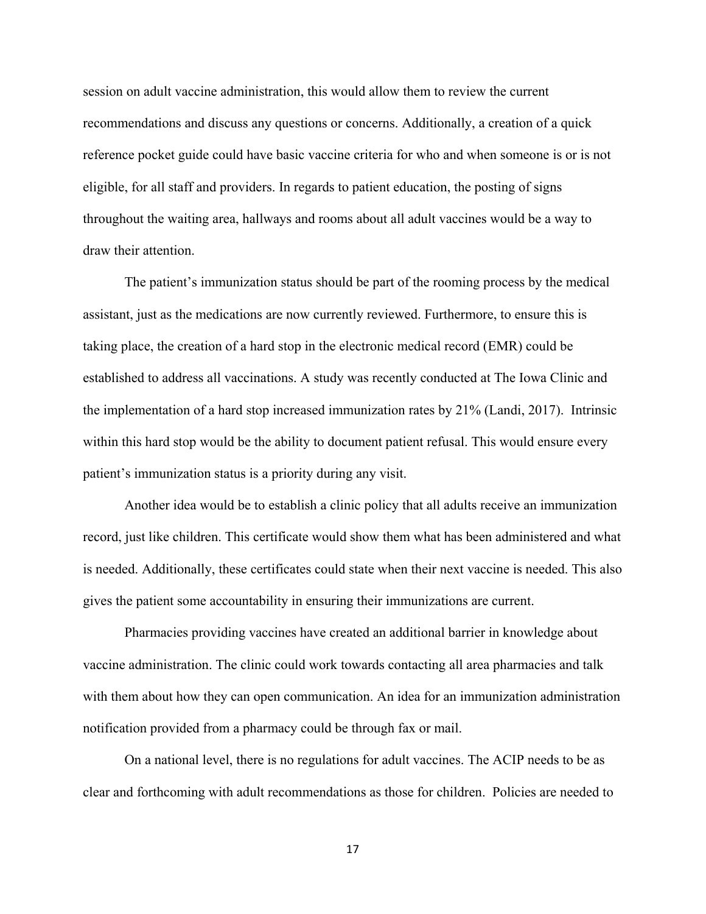session on adult vaccine administration, this would allow them to review the current recommendations and discuss any questions or concerns. Additionally, a creation of a quick reference pocket guide could have basic vaccine criteria for who and when someone is or is not eligible, for all staff and providers. In regards to patient education, the posting of signs throughout the waiting area, hallways and rooms about all adult vaccines would be a way to draw their attention.

The patient's immunization status should be part of the rooming process by the medical assistant, just as the medications are now currently reviewed. Furthermore, to ensure this is taking place, the creation of a hard stop in the electronic medical record (EMR) could be established to address all vaccinations. A study was recently conducted at The Iowa Clinic and the implementation of a hard stop increased immunization rates by 21% (Landi, 2017). Intrinsic within this hard stop would be the ability to document patient refusal. This would ensure every patient's immunization status is a priority during any visit.

Another idea would be to establish a clinic policy that all adults receive an immunization record, just like children. This certificate would show them what has been administered and what is needed. Additionally, these certificates could state when their next vaccine is needed. This also gives the patient some accountability in ensuring their immunizations are current.

Pharmacies providing vaccines have created an additional barrier in knowledge about vaccine administration. The clinic could work towards contacting all area pharmacies and talk with them about how they can open communication. An idea for an immunization administration notification provided from a pharmacy could be through fax or mail.

On a national level, there is no regulations for adult vaccines. The ACIP needs to be as clear and forthcoming with adult recommendations as those for children. Policies are needed to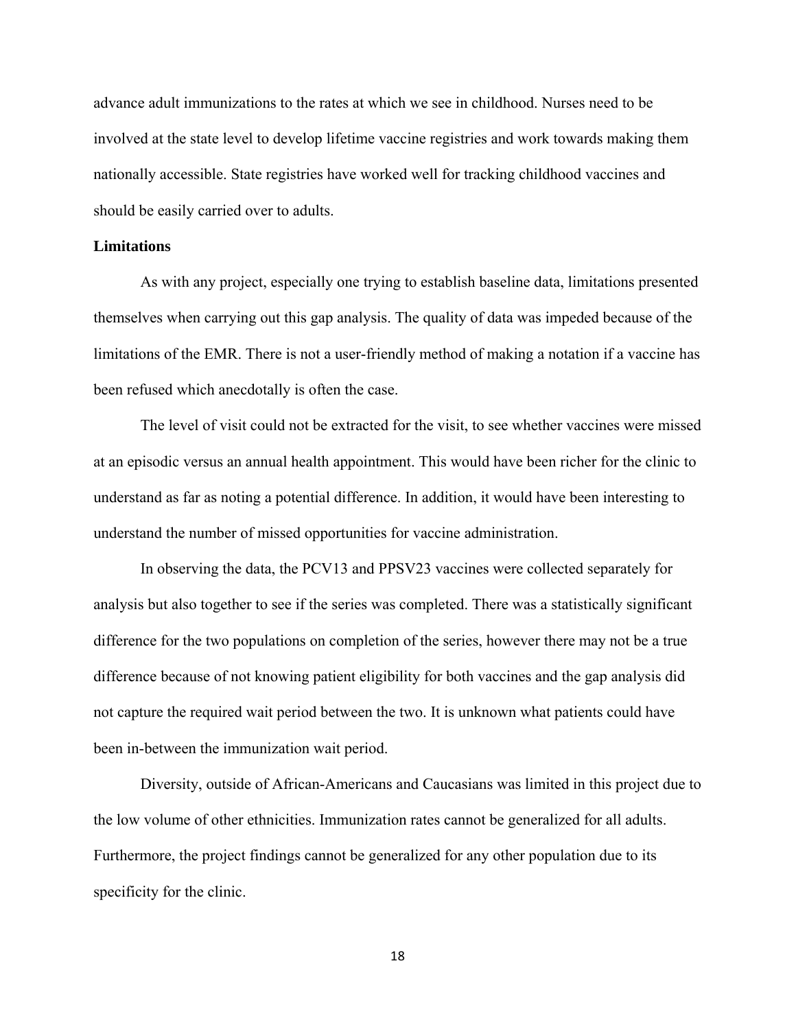advance adult immunizations to the rates at which we see in childhood. Nurses need to be involved at the state level to develop lifetime vaccine registries and work towards making them nationally accessible. State registries have worked well for tracking childhood vaccines and should be easily carried over to adults.

**Limitations**

As with any project, especially one trying to establish baseline data, limitations presented themselves when carrying out this gap analysis. The quality of data was impeded because of the limitations of the EMR. There is not a user-friendly method of making a notation if a vaccine has been refused which anecdotally is often the case.

The level of visit could not be extracted for the visit, to see whether vaccines were missed at an episodic versus an annual health appointment. This would have been richer for the clinic to understand as far as noting a potential difference. In addition, it would have been interesting to understand the number of missed opportunities for vaccine administration.

In observing the data, the PCV13 and PPSV23 vaccines were collected separately for analysis but also together to see if the series was completed. There was a statistically significant difference for the two populations on completion of the series, however there may not be a true difference because of not knowing patient eligibility for both vaccines and the gap analysis did not capture the required wait period between the two. It is unknown what patients could have been in-between the immunization wait period.

Diversity, outside of African-Americans and Caucasians was limited in this project due to the low volume of other ethnicities. Immunization rates cannot be generalized for all adults. Furthermore, the project findings cannot be generalized for any other population due to its specificity for the clinic.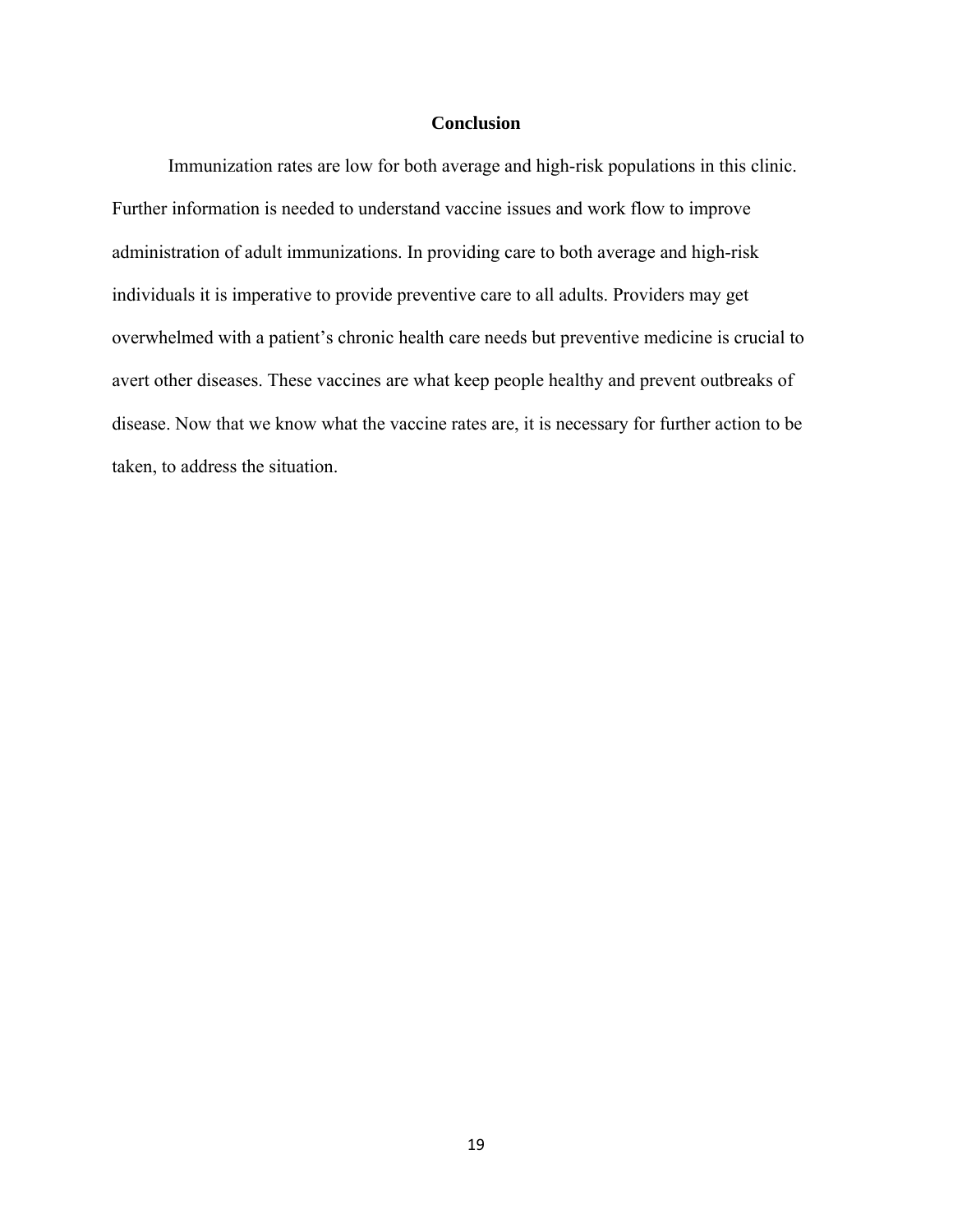## Conclusion

Immunization rates are low for both average and high-risk populations in this clinic. Further information is needed to understand vaccine issues and work flow to improve administration of adult immunizations. In providing care to both average and high-risk individuals it is imperative to provide preventive care to all adults. Providers may get overwhelmed with a patient's chronic health care needs but preventive medicine is crucial to avert other diseases. These vaccines are what keep people healthy and prevent outbreaks of disease. Now that we know what the vaccine rates are, it is necessary for further action to be taken, to address the situation.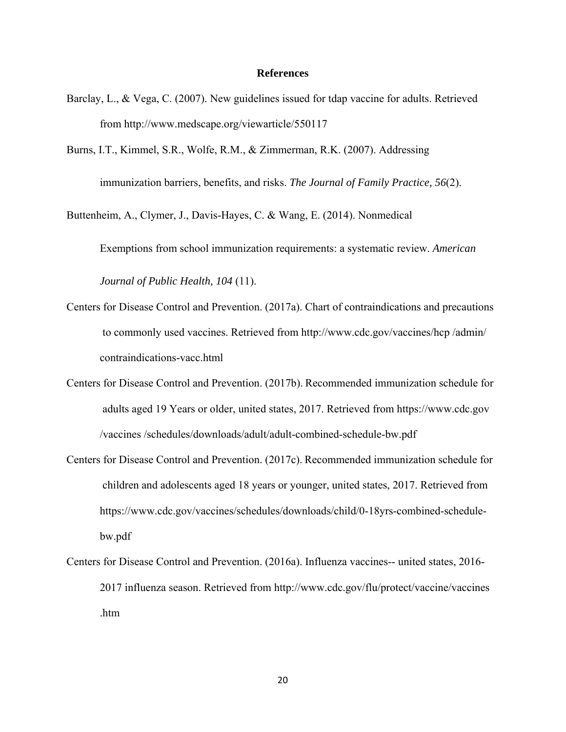## References

Barclay, L., & Vega, C. (2007). New guidelines issued for tdap vaccine for adults. Retrieved from http://www.medscape.org/viewarticle/550117

Burns, I.T., Kimmel, S.R., Wolfe, R.M., & Zimmerman, R.K. (2007). Addressing immunization barriers, benefits, and risks. *The Journal of Family Practice, 56*(2).

Buttenheim, A., Clymer, J., Davis-Hayes, C. & Wang, E. (2014). Nonmedical Exemptions from school immunization requirements: a systematic review. *American Journal of Public Health, 104* (11).

Centers for Disease Control and Prevention. (2017a). Chart of contraindications and precautions to commonly used vaccines. Retrieved from http://www.cdc.gov/vaccines/hcp /admin/ contraindications-vacc.html

Centers for Disease Control and Prevention. (2017b). Recommended immunization schedule for adults aged 19 Years or older, united states, 2017. Retrieved from https://www.cdc.gov /vaccines /schedules/downloads/adult/adult-combined-schedule-bw.pdf

Centers for Disease Control and Prevention. (2017c). Recommended immunization schedule for children and adolescents aged 18 years or younger, united states, 2017. Retrieved from https://www.cdc.gov/vaccines/schedules/downloads/child/0-18yrs-combined-schedule-bw.pdf

Centers for Disease Control and Prevention. (2016a). Influenza vaccines-- united states, 2016-2017 influenza season. Retrieved from http://www.cdc.gov/flu/protect/vaccine/vaccines .htm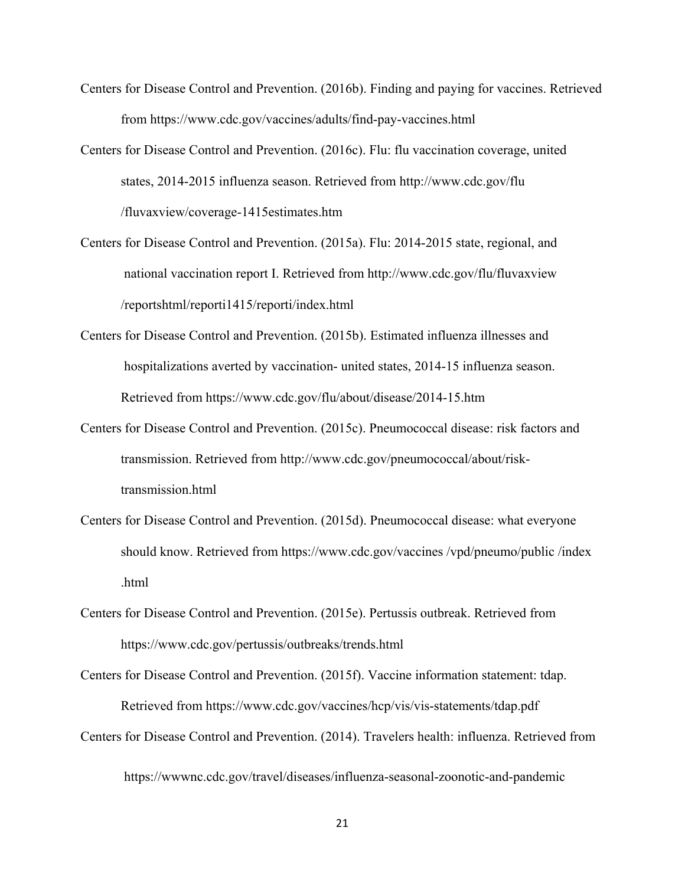Centers for Disease Control and Prevention. (2016b). Finding and paying for vaccines. Retrieved from https://www.cdc.gov/vaccines/adults/find-pay-vaccines.html

Centers for Disease Control and Prevention. (2016c). Flu: flu vaccination coverage, united states, 2014-2015 influenza season. Retrieved from http://www.cdc.gov/flu /fluvaxview/coverage-1415estimates.htm

Centers for Disease Control and Prevention. (2015a). Flu: 2014-2015 state, regional, and national vaccination report I. Retrieved from http://www.cdc.gov/flu/fluvaxview /reportshtml/reporti1415/reporti/index.html

Centers for Disease Control and Prevention. (2015b). Estimated influenza illnesses and hospitalizations averted by vaccination- united states, 2014-15 influenza season. Retrieved from https://www.cdc.gov/flu/about/disease/2014-15.htm

Centers for Disease Control and Prevention. (2015c). Pneumococcal disease: risk factors and transmission. Retrieved from http://www.cdc.gov/pneumococcal/about/risk-transmission.html

Centers for Disease Control and Prevention. (2015d). Pneumococcal disease: what everyone should know. Retrieved from https://www.cdc.gov/vaccines /vpd/pneumo/public /index .html

Centers for Disease Control and Prevention. (2015e). Pertussis outbreak. Retrieved from https://www.cdc.gov/pertussis/outbreaks/trends.html

Centers for Disease Control and Prevention. (2015f). Vaccine information statement: tdap. Retrieved from https://www.cdc.gov/vaccines/hcp/vis/vis-statements/tdap.pdf

Centers for Disease Control and Prevention. (2014). Travelers health: influenza. Retrieved from https://wwwnc.cdc.gov/travel/diseases/influenza-seasonal-zoonotic-and-pandemic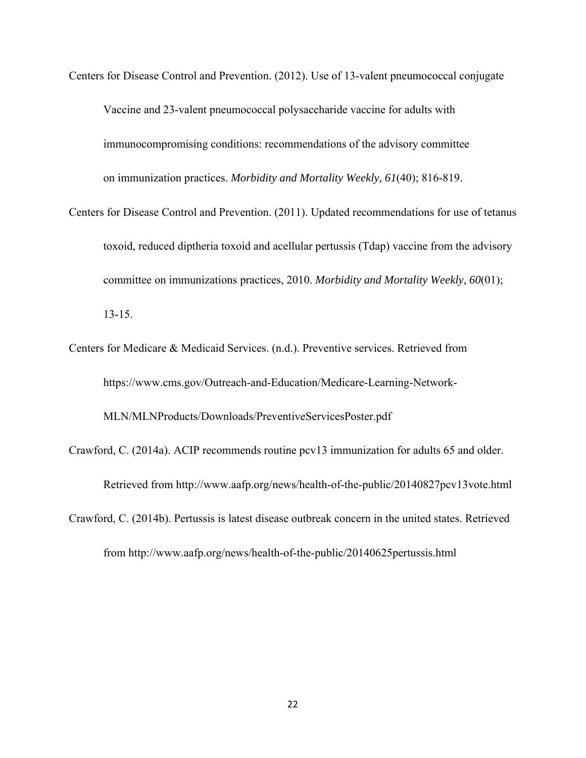Centers for Disease Control and Prevention. (2012). Use of 13-valent pneumococcal conjugate Vaccine and 23-valent pneumococcal polysaccharide vaccine for adults with immunocompromising conditions: recommendations of the advisory committee on immunization practices. *Morbidity and Mortality Weekly, 61*(40); 816-819.

Centers for Disease Control and Prevention. (2011). Updated recommendations for use of tetanus toxoid, reduced diptheria toxoid and acellular pertussis (Tdap) vaccine from the advisory committee on immunizations practices, 2010. *Morbidity and Mortality Weekly, 60*(01); 13-15.

Centers for Medicare & Medicaid Services. (n.d.). Preventive services. Retrieved from https://www.cms.gov/Outreach-and-Education/Medicare-Learning-Network-MLN/MLNProducts/Downloads/PreventiveServicesPoster.pdf

Crawford, C. (2014a). ACIP recommends routine pcv13 immunization for adults 65 and older. Retrieved from http://www.aafp.org/news/health-of-the-public/20140827pcv13vote.html

Crawford, C. (2014b). Pertussis is latest disease outbreak concern in the united states. Retrieved from http://www.aafp.org/news/health-of-the-public/20140625pertussis.html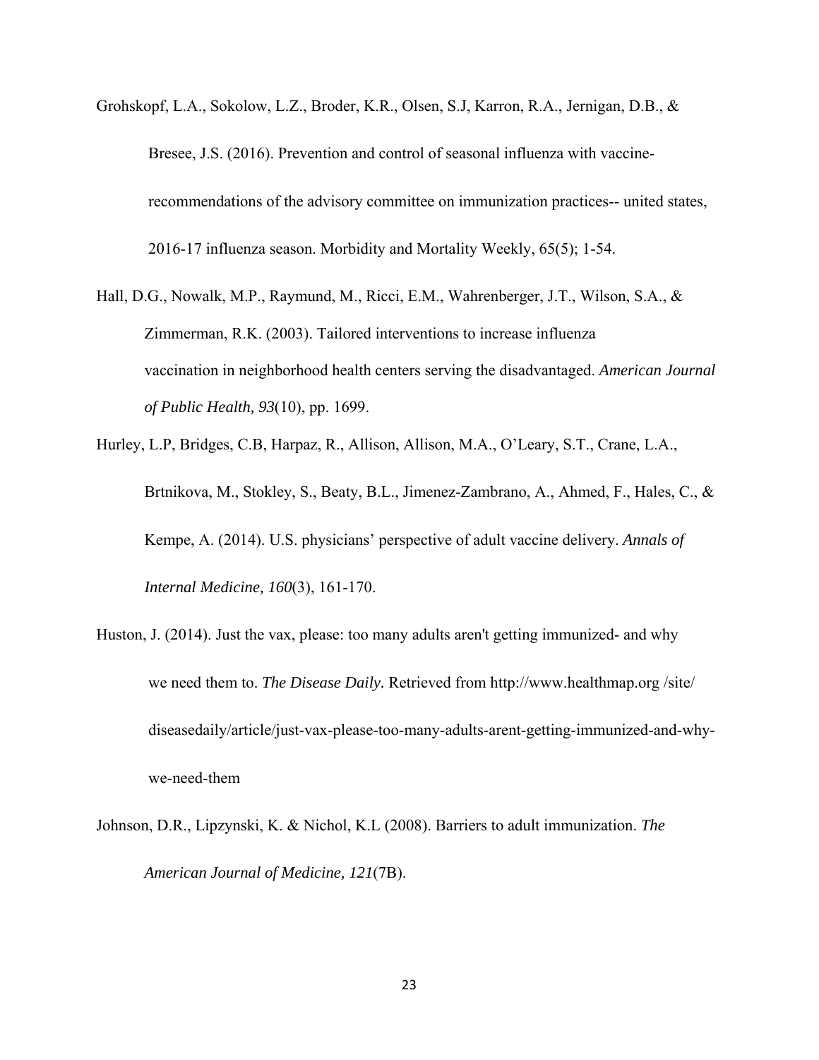Grohskopf, L.A., Sokolow, L.Z., Broder, K.R., Olsen, S.J, Karron, R.A., Jernigan, D.B., & Bresee, J.S. (2016). Prevention and control of seasonal influenza with vaccine-recommendations of the advisory committee on immunization practices-- united states, 2016-17 influenza season. Morbidity and Mortality Weekly, 65(5); 1-54.

Hall, D.G., Nowalk, M.P., Raymund, M., Ricci, E.M., Wahrenberger, J.T., Wilson, S.A., & Zimmerman, R.K. (2003). Tailored interventions to increase influenza vaccination in neighborhood health centers serving the disadvantaged. *American Journal of Public Health, 93*(10), pp. 1699.

Hurley, L.P, Bridges, C.B, Harpaz, R., Allison, Allison, M.A., O'Leary, S.T., Crane, L.A., Brtnikova, M., Stokley, S., Beaty, B.L., Jimenez-Zambrano, A., Ahmed, F., Hales, C., & Kempe, A. (2014). U.S. physicians' perspective of adult vaccine delivery. *Annals of Internal Medicine, 160*(3), 161-170.

Huston, J. (2014). Just the vax, please: too many adults aren't getting immunized- and why we need them to. *The Disease Daily.* Retrieved from http://www.healthmap.org /site/ diseasedaily/article/just-vax-please-too-many-adults-arent-getting-immunized-and-why-we-need-them

Johnson, D.R., Lipzynski, K. & Nichol, K.L (2008). Barriers to adult immunization. *The American Journal of Medicine, 121*(7B).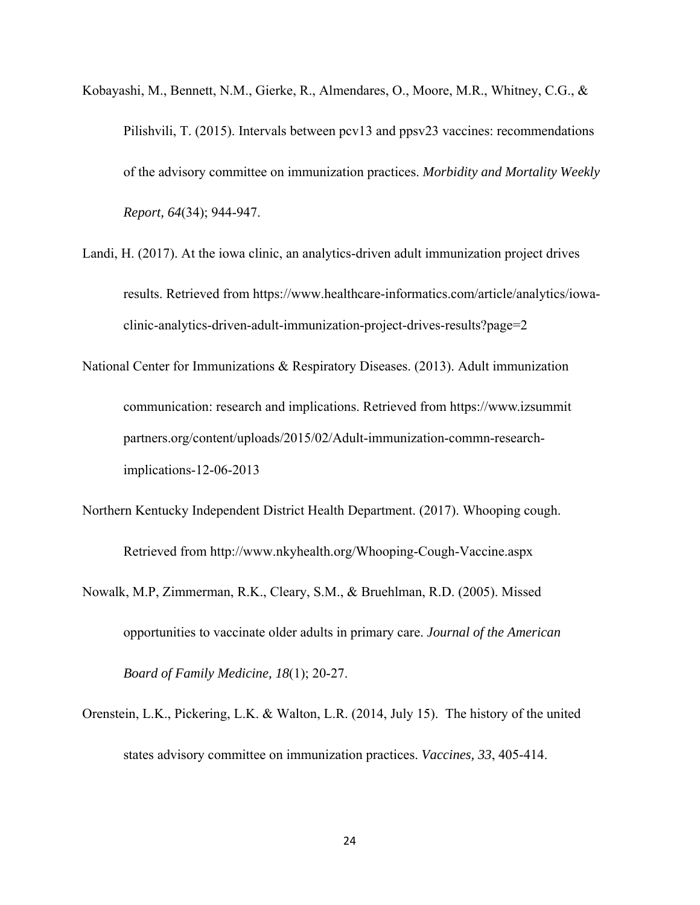Kobayashi, M., Bennett, N.M., Gierke, R., Almendares, O., Moore, M.R., Whitney, C.G., & Pilishvili, T. (2015). Intervals between pcv13 and ppsv23 vaccines: recommendations of the advisory committee on immunization practices. *Morbidity and Mortality Weekly Report, 64*(34); 944-947.

Landi, H. (2017). At the iowa clinic, an analytics-driven adult immunization project drives results. Retrieved from https://www.healthcare-informatics.com/article/analytics/iowa-clinic-analytics-driven-adult-immunization-project-drives-results?page=2

National Center for Immunizations & Respiratory Diseases. (2013). Adult immunization communication: research and implications. Retrieved from https://www.izsummit partners.org/content/uploads/2015/02/Adult-immunization-commn-research-implications-12-06-2013

Northern Kentucky Independent District Health Department. (2017). Whooping cough. Retrieved from http://www.nkyhealth.org/Whooping-Cough-Vaccine.aspx

Nowalk, M.P, Zimmerman, R.K., Cleary, S.M., & Bruehlman, R.D. (2005). Missed opportunities to vaccinate older adults in primary care. *Journal of the American Board of Family Medicine, 18*(1); 20-27.

Orenstein, L.K., Pickering, L.K. & Walton, L.R. (2014, July 15). The history of the united states advisory committee on immunization practices. *Vaccines, 33*, 405-414.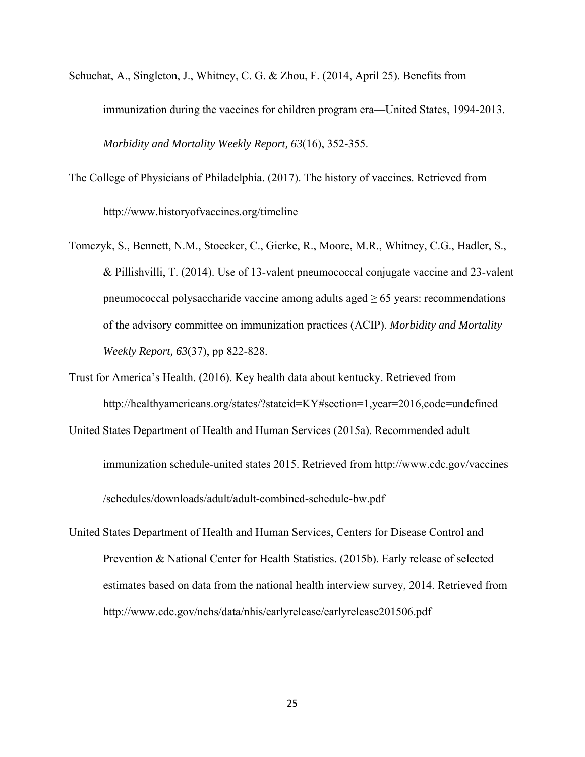Schuchat, A., Singleton, J., Whitney, C. G. & Zhou, F. (2014, April 25). Benefits from immunization during the vaccines for children program era—United States, 1994-2013. *Morbidity and Mortality Weekly Report, 63*(16), 352-355.

The College of Physicians of Philadelphia. (2017). The history of vaccines. Retrieved from http://www.historyofvaccines.org/timeline

Tomczyk, S., Bennett, N.M., Stoecker, C., Gierke, R., Moore, M.R., Whitney, C.G., Hadler, S., & Pillishvilli, T. (2014). Use of 13-valent pneumococcal conjugate vaccine and 23-valent pneumococcal polysaccharide vaccine among adults aged ≥ 65 years: recommendations of the advisory committee on immunization practices (ACIP). *Morbidity and Mortality Weekly Report, 63*(37), pp 822-828.

Trust for America's Health. (2016). Key health data about kentucky. Retrieved from http://healthyamericans.org/states/?stateid=KY#section=1,year=2016,code=undefined

United States Department of Health and Human Services (2015a). Recommended adult immunization schedule-united states 2015. Retrieved from http://www.cdc.gov/vaccines /schedules/downloads/adult/adult-combined-schedule-bw.pdf

United States Department of Health and Human Services, Centers for Disease Control and Prevention & National Center for Health Statistics. (2015b). Early release of selected estimates based on data from the national health interview survey, 2014. Retrieved from http://www.cdc.gov/nchs/data/nhis/earlyrelease/earlyrelease201506.pdf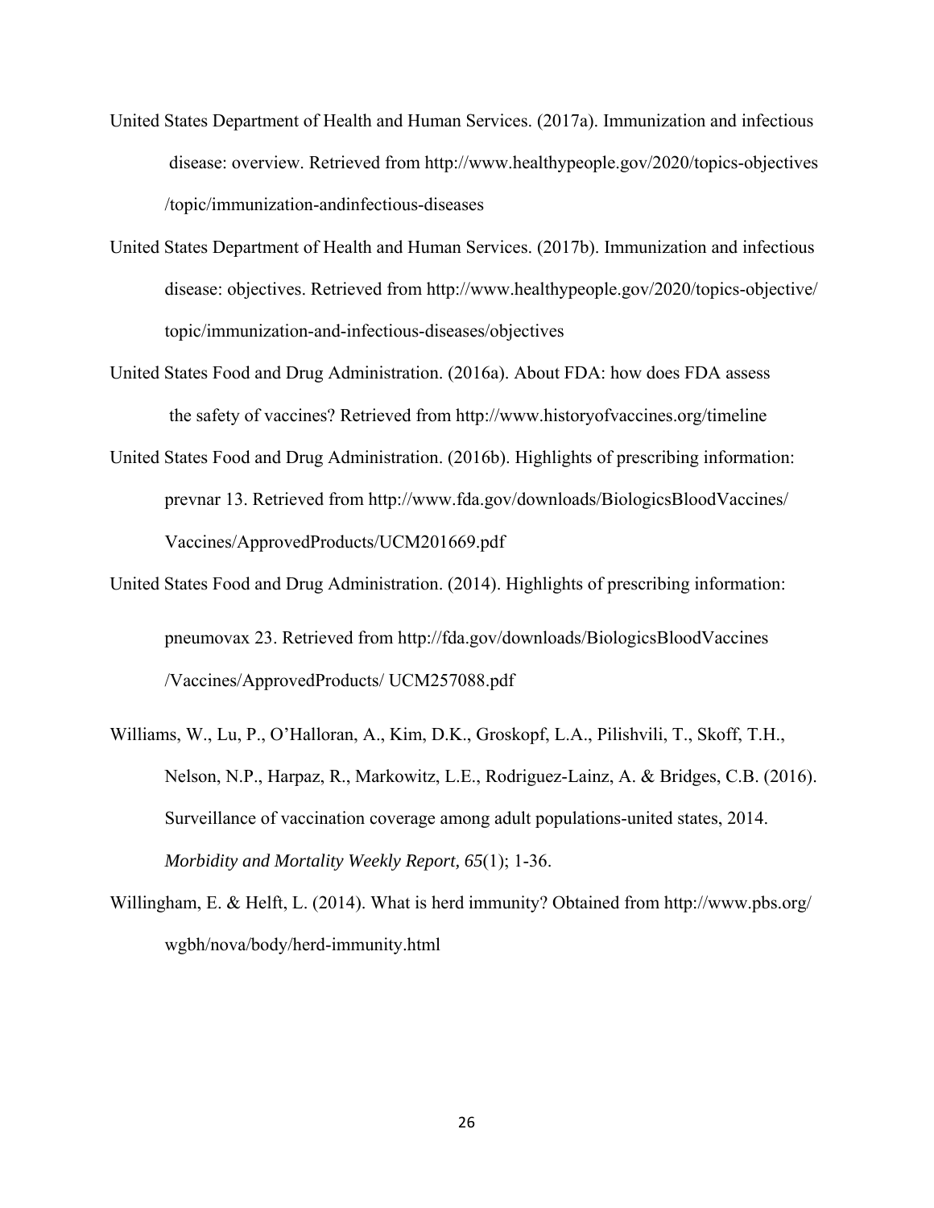United States Department of Health and Human Services. (2017a). Immunization and infectious disease: overview. Retrieved from http://www.healthypeople.gov/2020/topics-objectives /topic/immunization-andinfectious-diseases

United States Department of Health and Human Services. (2017b). Immunization and infectious disease: objectives. Retrieved from http://www.healthypeople.gov/2020/topics-objective/ topic/immunization-and-infectious-diseases/objectives

United States Food and Drug Administration. (2016a). About FDA: how does FDA assess the safety of vaccines? Retrieved from http://www.historyofvaccines.org/timeline

United States Food and Drug Administration. (2016b). Highlights of prescribing information: prevnar 13. Retrieved from http://www.fda.gov/downloads/BiologicsBloodVaccines/ Vaccines/ApprovedProducts/UCM201669.pdf

United States Food and Drug Administration. (2014). Highlights of prescribing information: pneumovax 23. Retrieved from http://fda.gov/downloads/BiologicsBloodVaccines /Vaccines/ApprovedProducts/ UCM257088.pdf

Williams, W., Lu, P., O'Halloran, A., Kim, D.K., Groskopf, L.A., Pilishvili, T., Skoff, T.H., Nelson, N.P., Harpaz, R., Markowitz, L.E., Rodriguez-Lainz, A. & Bridges, C.B. (2016). Surveillance of vaccination coverage among adult populations-united states, 2014. *Morbidity and Mortality Weekly Report, 65*(1); 1-36.

Willingham, E. & Helft, L. (2014). What is herd immunity? Obtained from http://www.pbs.org/ wgbh/nova/body/herd-immunity.html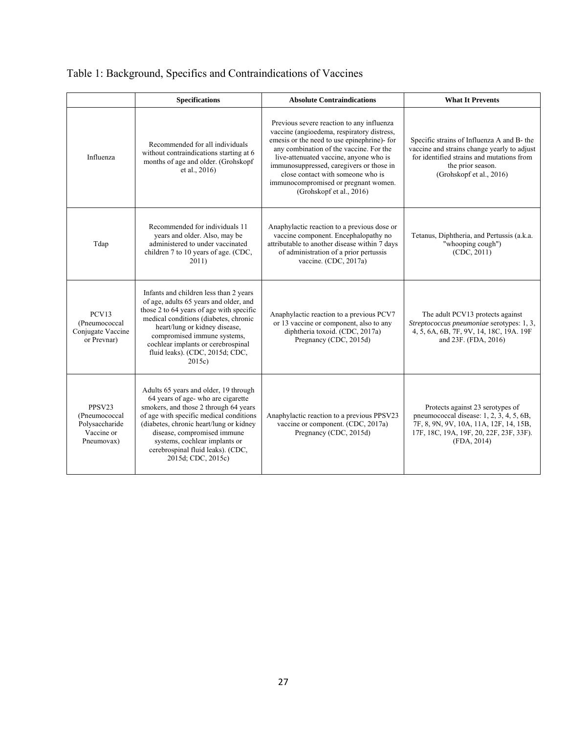Table 1: Background, Specifics and Contraindications of Vaccines

| | Specifications | Absolute Contraindications | What It Prevents |
|---|---|---|---|
| Influenza | Recommended for all individuals without contraindications starting at 6 months of age and older. (Grohskopf et al., 2016) | Previous severe reaction to any influenza vaccine (angioedema, respiratory distress, emesis or the need to use epinephrine)- for any combination of the vaccine. For the live-attenuated vaccine, anyone who is immunosuppressed, caregivers or those in close contact with someone who is immunocompromised or pregnant women. (Grohskopf et al., 2016) | Specific strains of Influenza A and B- the vaccine and strains change yearly to adjust for identified strains and mutations from the prior season. (Grohskopf et al., 2016) |
| Tdap | Recommended for individuals 11 years and older. Also, may be administered to under vaccinated children 7 to 10 years of age. (CDC, 2011) | Anaphylactic reaction to a previous dose or vaccine component. Encephalopathy no attributable to another disease within 7 days of administration of a prior pertussis vaccine. (CDC, 2017a) | Tetanus, Diphtheria, and Pertussis (a.k.a. "whooping cough") (CDC, 2011) |
| PCV13 (Pneumococcal Conjugate Vaccine or Prevnar) | Infants and children less than 2 years of age, adults 65 years and older, and those 2 to 64 years of age with specific medical conditions (diabetes, chronic heart/lung or kidney disease, compromised immune systems, cochlear implants or cerebrospinal fluid leaks). (CDC, 2015d; CDC, 2015c) | Anaphylactic reaction to a previous PCV7 or 13 vaccine or component, also to any diphtheria toxoid. (CDC, 2017a) Pregnancy (CDC, 2015d) | The adult PCV13 protects against *Streptococcus pneumoniae* serotypes: 1, 3, 4, 5, 6A, 6B, 7F, 9V, 14, 18C, 19A. 19F and 23F. (FDA, 2016) |
| PPSV23 (Pneumococcal Polysaccharide Vaccine or Pneumovax) | Adults 65 years and older, 19 through 64 years of age- who are cigarette smokers, and those 2 through 64 years of age with specific medical conditions (diabetes, chronic heart/lung or kidney disease, compromised immune systems, cochlear implants or cerebrospinal fluid leaks). (CDC, 2015d; CDC, 2015c) | Anaphylactic reaction to a previous PPSV23 vaccine or component. (CDC, 2017a) Pregnancy (CDC, 2015d) | Protects against 23 serotypes of pneumococcal disease: 1, 2, 3, 4, 5, 6B, 7F, 8, 9N, 9V, 10A, 11A, 12F, 14, 15B, 17F, 18C, 19A, 19F, 20, 22F, 23F, 33F). (FDA, 2014) |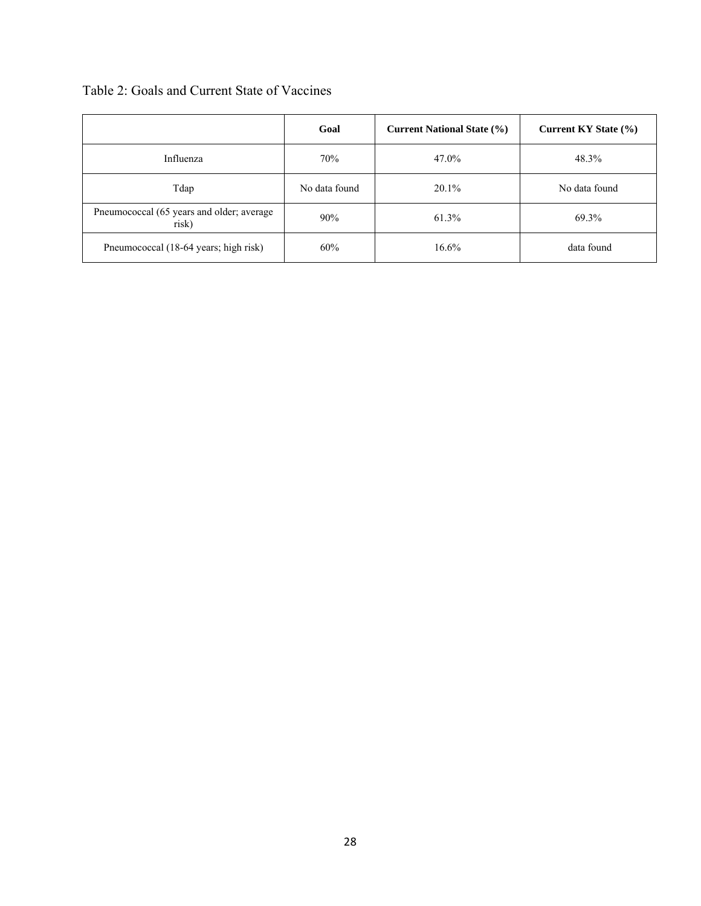Table 2: Goals and Current State of Vaccines

| | Goal | Current National State (%) | Current KY State (%) |
| --- | --- | --- | --- |
| Influenza | 70% | 47.0% | 48.3% |
| Tdap | No data found | 20.1% | No data found |
| Pneumococcal (65 years and older; average risk) | 90% | 61.3% | 69.3% |
| Pneumococcal (18-64 years; high risk) | 60% | 16.6% | data found |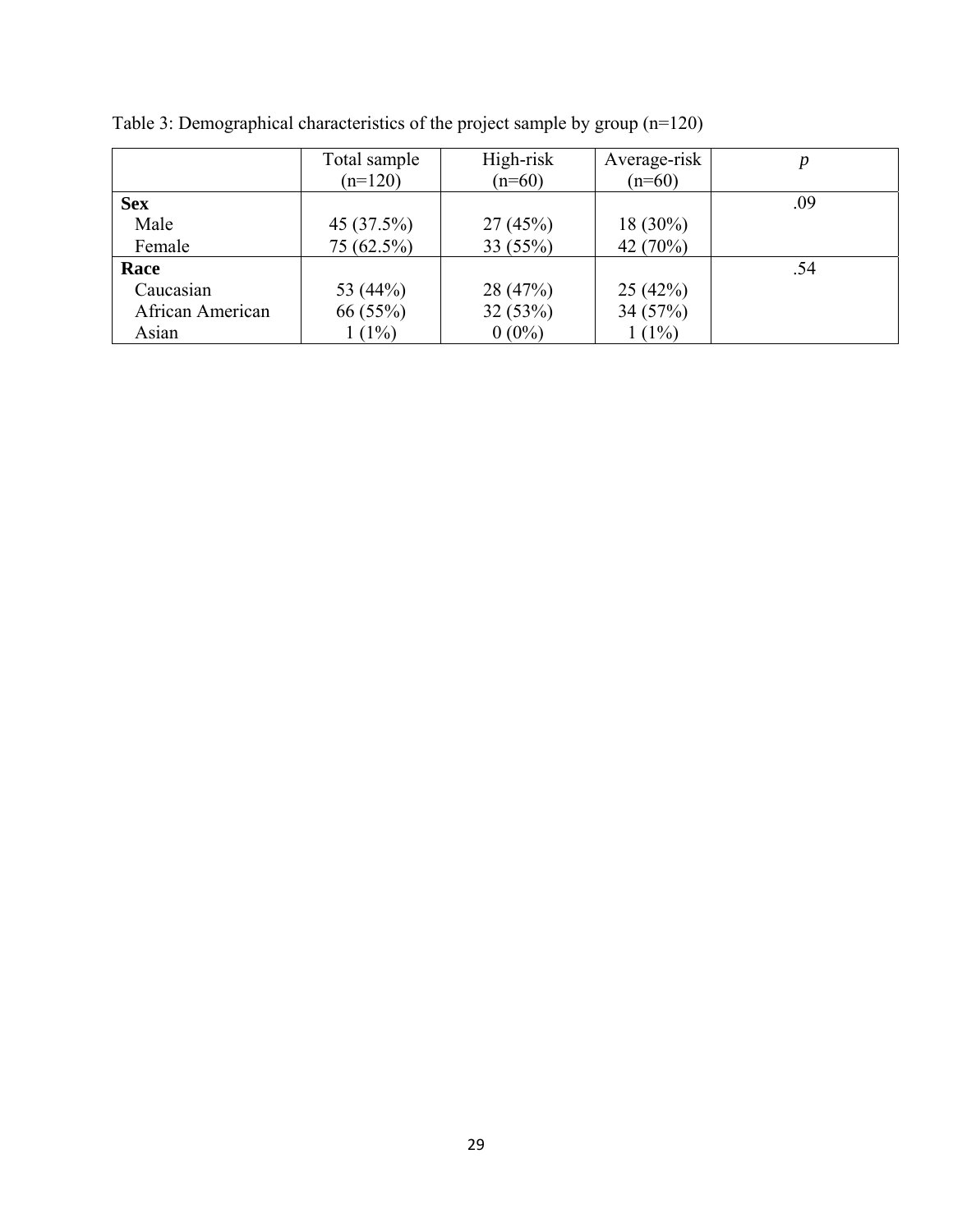Table 3: Demographical characteristics of the project sample by group (n=120)

| | Total sample (n=120) | High-risk (n=60) | Average-risk (n=60) | *p* |
|---|---|---|---|---|
| **Sex** | | | | .09 |
| Male | 45 (37.5%) | 27 (45%) | 18 (30%) | |
| Female | 75 (62.5%) | 33 (55%) | 42 (70%) | |
| **Race** | | | | .54 |
| Caucasian | 53 (44%) | 28 (47%) | 25 (42%) | |
| African American | 66 (55%) | 32 (53%) | 34 (57%) | |
| Asian | 1 (1%) | 0 (0%) | 1 (1%) | |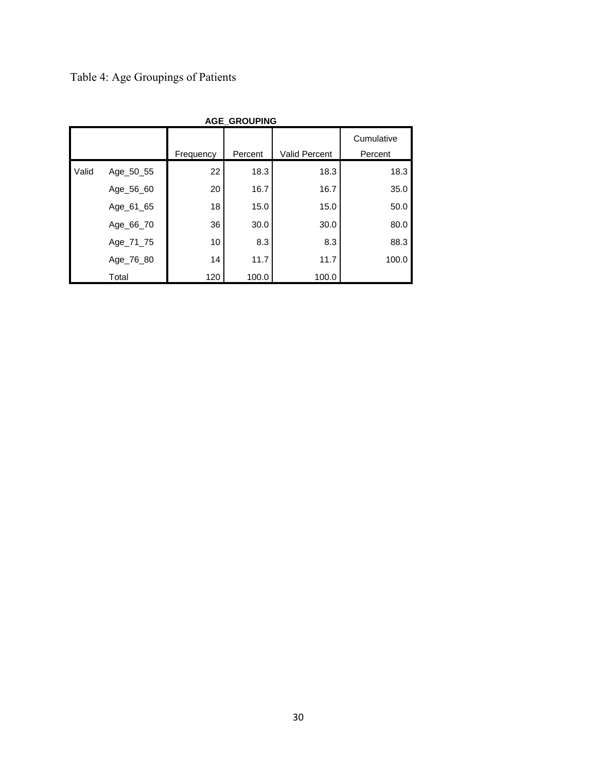Table 4: Age Groupings of Patients

**AGE_GROUPING**

| | | Frequency | Percent | Valid Percent | Cumulative Percent |
|---|---|---|---|---|---|
| Valid | Age_50_55 | 22 | 18.3 | 18.3 | 18.3 |
| | Age_56_60 | 20 | 16.7 | 16.7 | 35.0 |
| | Age_61_65 | 18 | 15.0 | 15.0 | 50.0 |
| | Age_66_70 | 36 | 30.0 | 30.0 | 80.0 |
| | Age_71_75 | 10 | 8.3 | 8.3 | 88.3 |
| | Age_76_80 | 14 | 11.7 | 11.7 | 100.0 |
| | Total | 120 | 100.0 | 100.0 | |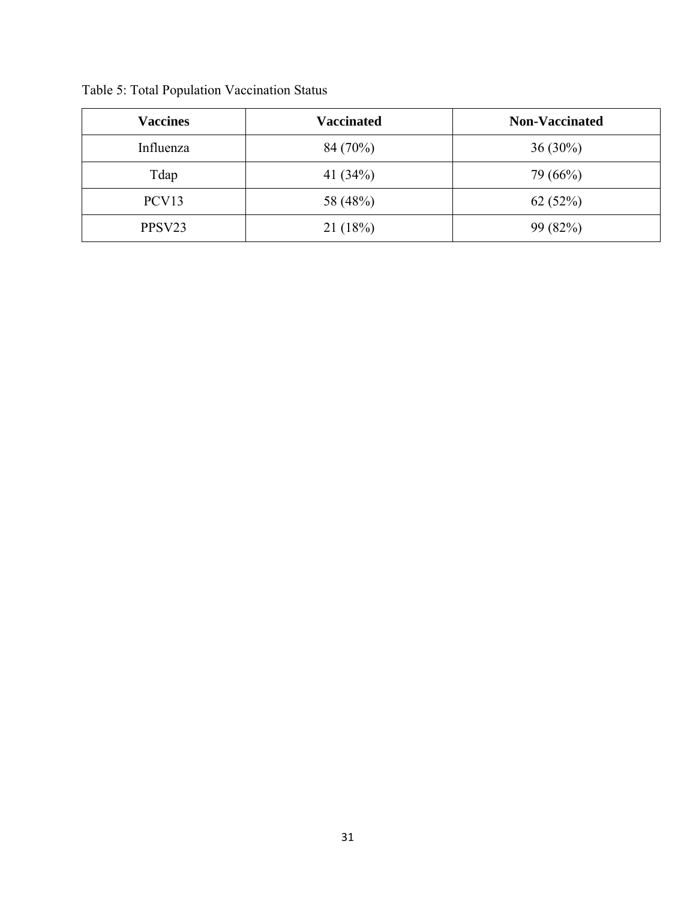Table 5: Total Population Vaccination Status

| Vaccines | Vaccinated | Non-Vaccinated |
|---|---|---|
| Influenza | 84 (70%) | 36 (30%) |
| Tdap | 41 (34%) | 79 (66%) |
| PCV13 | 58 (48%) | 62 (52%) |
| PPSV23 | 21 (18%) | 99 (82%) |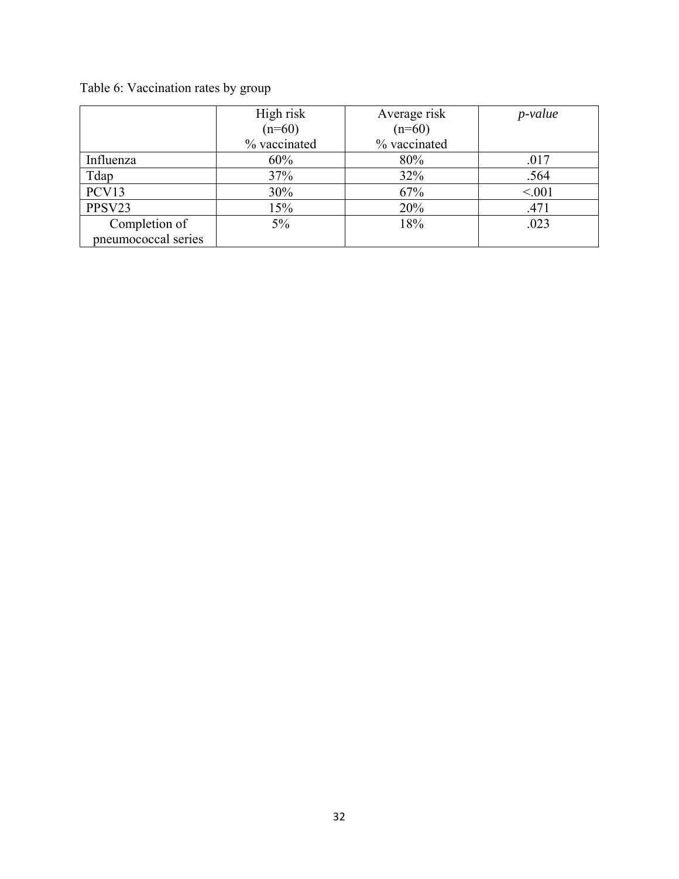Table 6: Vaccination rates by group

| | High risk (n=60) % vaccinated | Average risk (n=60) % vaccinated | *p-value* |
|---|---|---|---|
| Influenza | 60% | 80% | .017 |
| Tdap | 37% | 32% | .564 |
| PCV13 | 30% | 67% | <.001 |
| PPSV23 | 15% | 20% | .471 |
| Completion of pneumococcal series | 5% | 18% | .023 |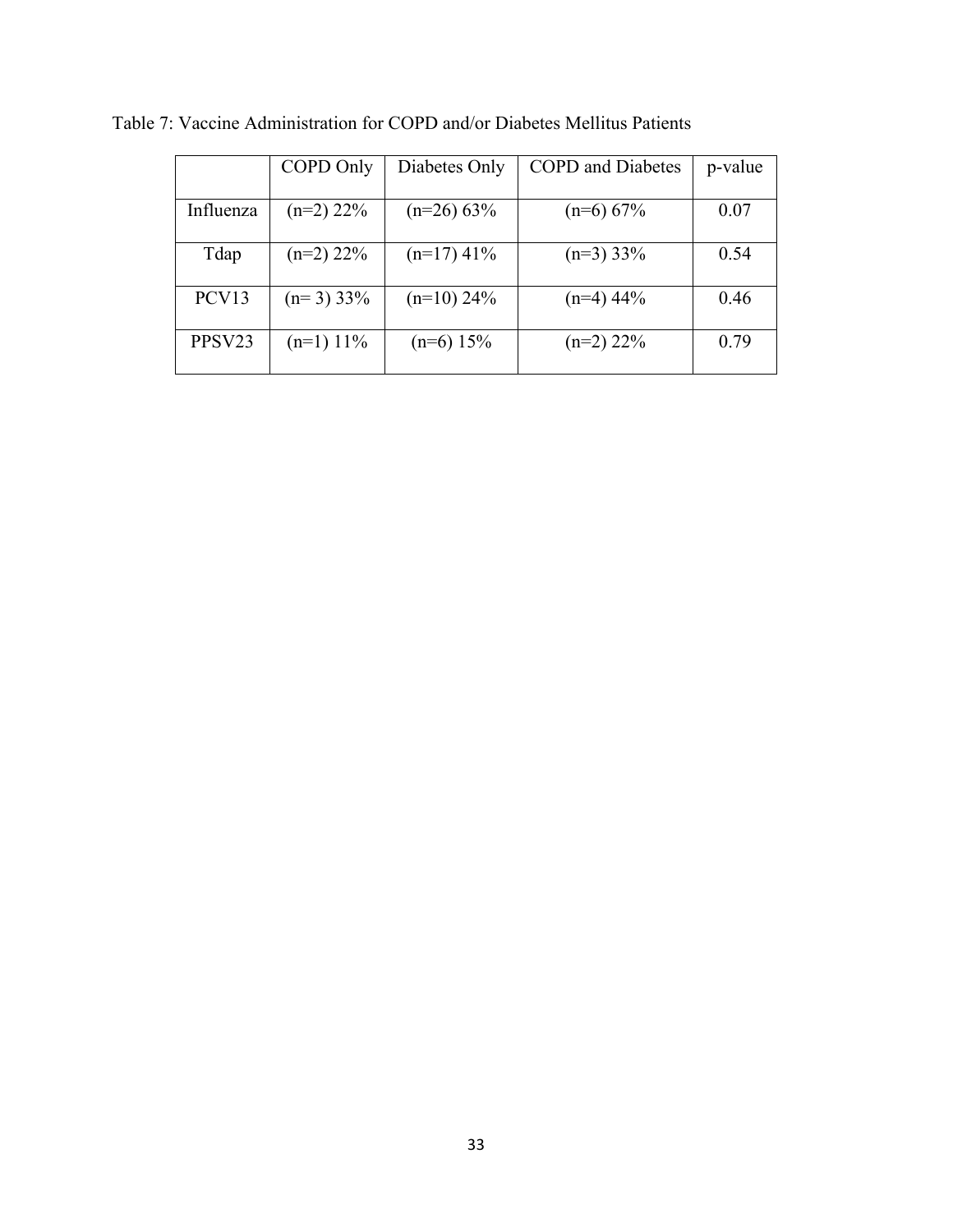Table 7: Vaccine Administration for COPD and/or Diabetes Mellitus Patients

| | COPD Only | Diabetes Only | COPD and Diabetes | p-value |
|---|---|---|---|---|
| Influenza | (n=2) 22% | (n=26) 63% | (n=6) 67% | 0.07 |
| Tdap | (n=2) 22% | (n=17) 41% | (n=3) 33% | 0.54 |
| PCV13 | (n= 3) 33% | (n=10) 24% | (n=4) 44% | 0.46 |
| PPSV23 | (n=1) 11% | (n=6) 15% | (n=2) 22% | 0.79 |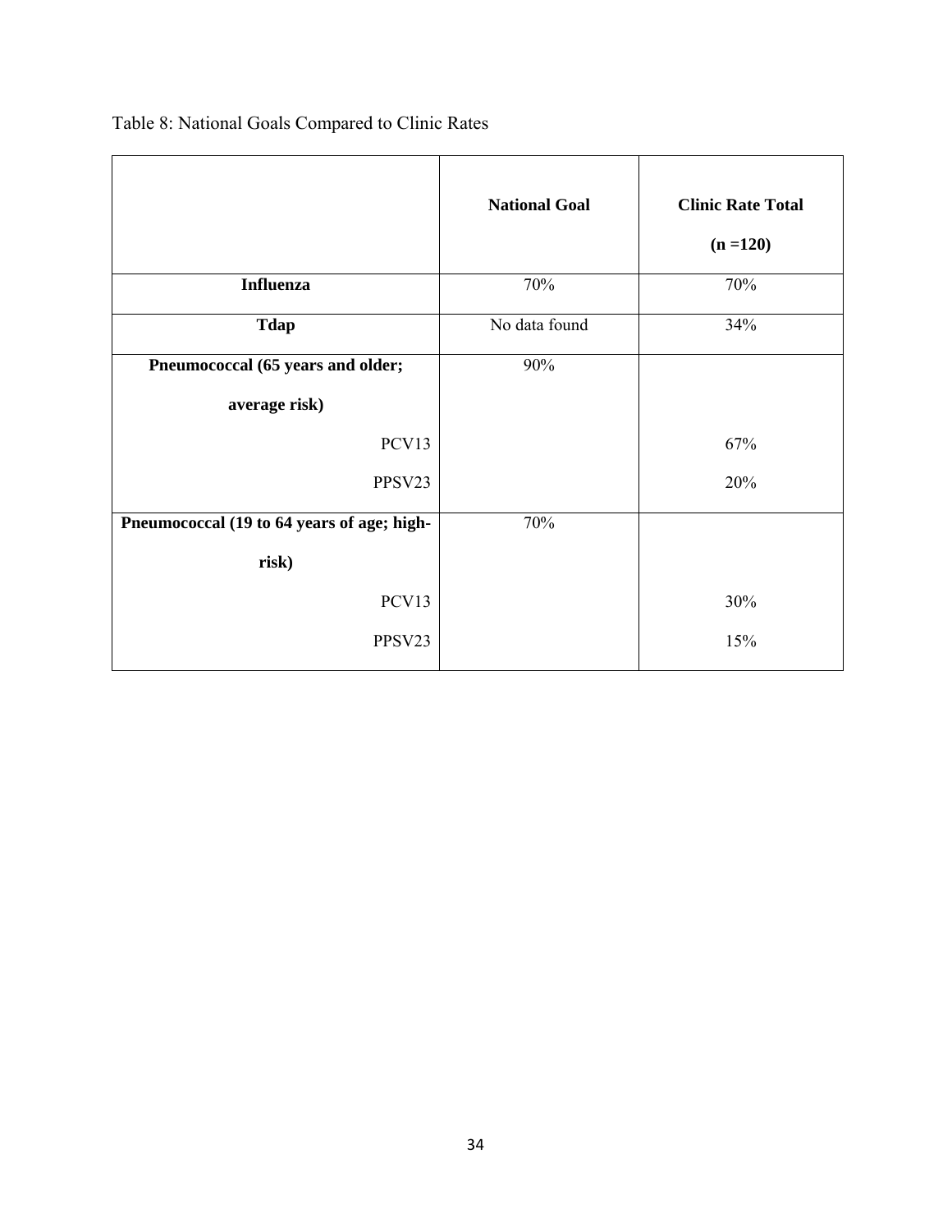Table 8: National Goals Compared to Clinic Rates

| | **National Goal** | **Clinic Rate Total (n =120)** |
|---|---|---|
| **Influenza** | 70% | 70% |
| **Tdap** | No data found | 34% |
| **Pneumococcal (65 years and older; average risk)** | 90% | |
| PCV13 | | 67% |
| PPSV23 | | 20% |
| **Pneumococcal (19 to 64 years of age; high-risk)** | 70% | |
| PCV13 | | 30% |
| PPSV23 | | 15% |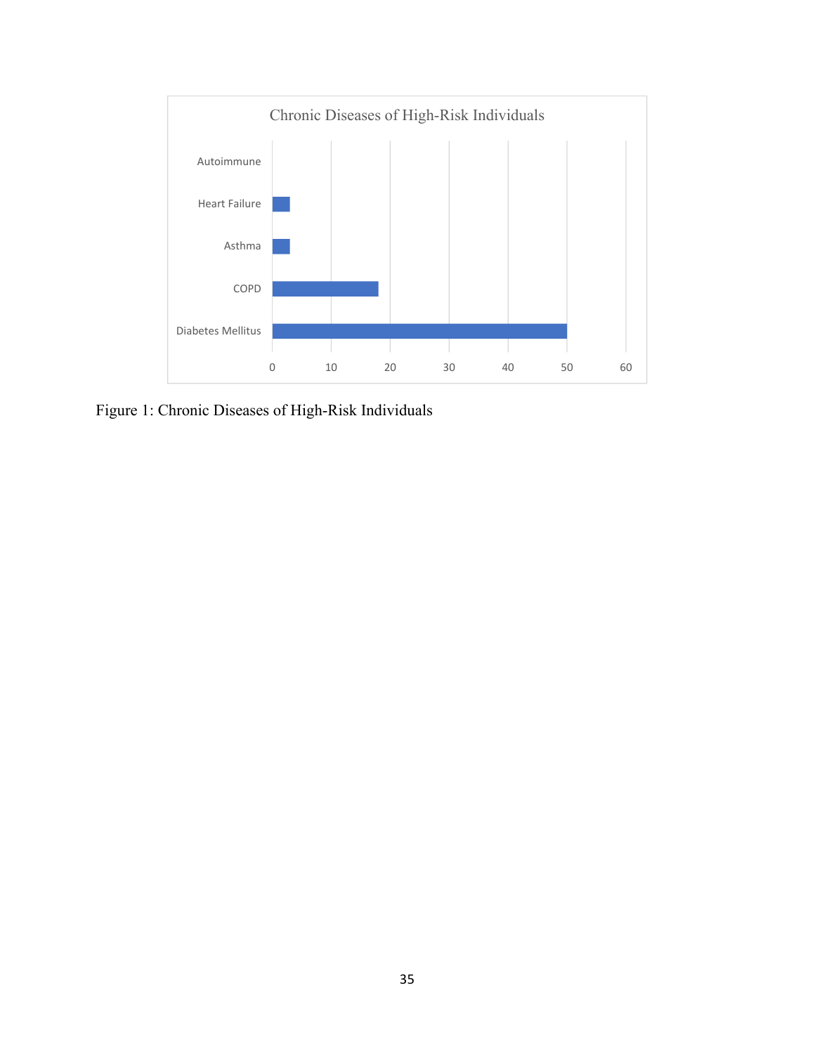Figure 1: Chronic Diseases of High-Risk Individuals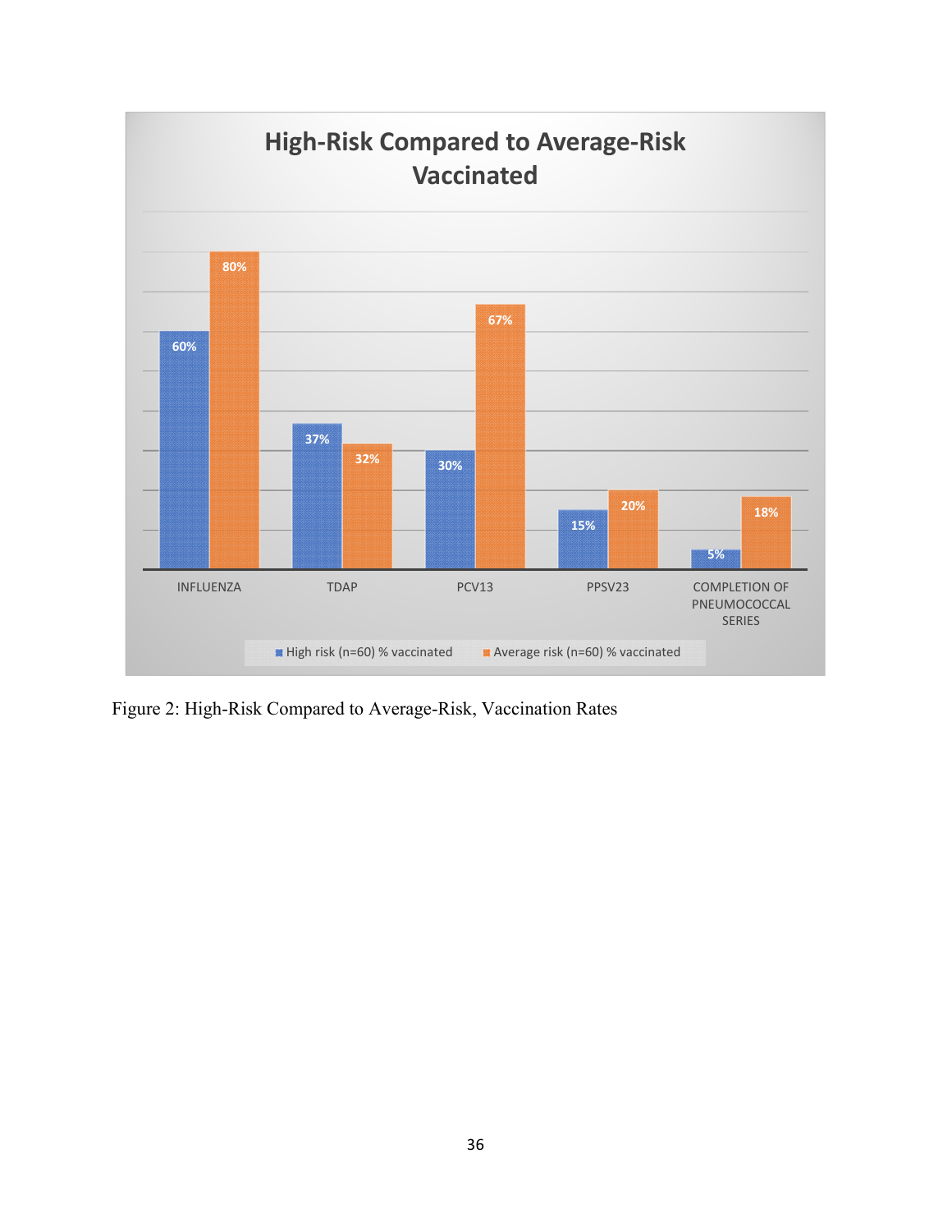**High-Risk Compared to Average-Risk Vaccinated**

| | High risk (n=60) % vaccinated | Average risk (n=60) % vaccinated |
|---|---|---|
| INFLUENZA | 60% | 80% |
| TDAP | 37% | 32% |
| PCV13 | 30% | 67% |
| PPSV23 | 15% | 20% |
| COMPLETION OF PNEUMOCOCCAL SERIES | 5% | 18% |

Figure 2: High-Risk Compared to Average-Risk, Vaccination Rates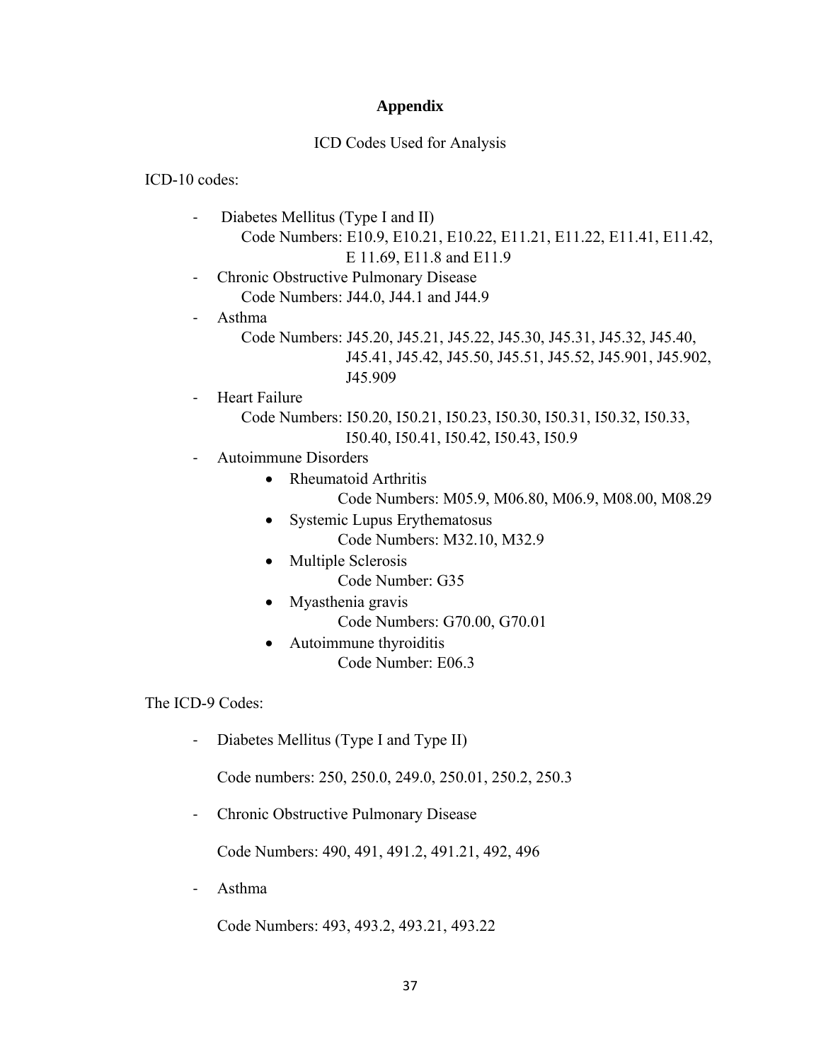# Appendix

ICD Codes Used for Analysis

ICD-10 codes:

- Diabetes Mellitus (Type I and II)
  Code Numbers: E10.9, E10.21, E10.22, E11.21, E11.22, E11.41, E11.42, E 11.69, E11.8 and E11.9
- Chronic Obstructive Pulmonary Disease
  Code Numbers: J44.0, J44.1 and J44.9
- Asthma
  Code Numbers: J45.20, J45.21, J45.22, J45.30, J45.31, J45.32, J45.40, J45.41, J45.42, J45.50, J45.51, J45.52, J45.901, J45.902, J45.909
- Heart Failure
  Code Numbers: I50.20, I50.21, I50.23, I50.30, I50.31, I50.32, I50.33, I50.40, I50.41, I50.42, I50.43, I50.9
- Autoimmune Disorders
  - Rheumatoid Arthritis
    Code Numbers: M05.9, M06.80, M06.9, M08.00, M08.29
  - Systemic Lupus Erythematosus
    Code Numbers: M32.10, M32.9
  - Multiple Sclerosis
    Code Number: G35
  - Myasthenia gravis
    Code Numbers: G70.00, G70.01
  - Autoimmune thyroiditis
    Code Number: E06.3

The ICD-9 Codes:

- Diabetes Mellitus (Type I and Type II)

  Code numbers: 250, 250.0, 249.0, 250.01, 250.2, 250.3

- Chronic Obstructive Pulmonary Disease

  Code Numbers: 490, 491, 491.2, 491.21, 492, 496

- Asthma

  Code Numbers: 493, 493.2, 493.21, 493.22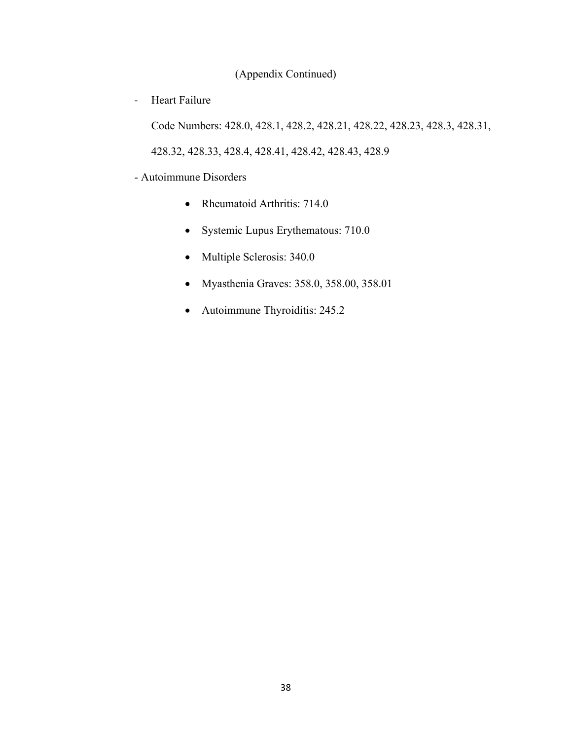(Appendix Continued)

- Heart Failure

  Code Numbers: 428.0, 428.1, 428.2, 428.21, 428.22, 428.23, 428.3, 428.31, 428.32, 428.33, 428.4, 428.41, 428.42, 428.43, 428.9

- Autoimmune Disorders

  - Rheumatoid Arthritis: 714.0
  - Systemic Lupus Erythematous: 710.0
  - Multiple Sclerosis: 340.0
  - Myasthenia Graves: 358.0, 358.00, 358.01
  - Autoimmune Thyroiditis: 245.2